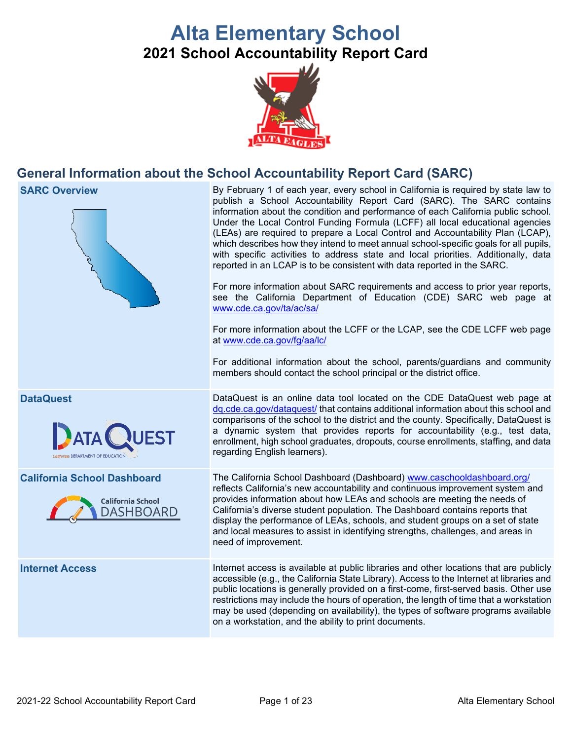# Alta Elementary School

## 2021 School Accountability Report Card

## General Information about the School Accountability Report Card (SARC)

| | |
|---|---|
| **SARC Overview** | By February 1 of each year, every school in California is required by state law to publish a School Accountability Report Card (SARC). The SARC contains information about the condition and performance of each California public school. Under the Local Control Funding Formula (LCFF) all local educational agencies (LEAs) are required to prepare a Local Control and Accountability Plan (LCAP), which describes how they intend to meet annual school-specific goals for all pupils, with specific activities to address state and local priorities. Additionally, data reported in an LCAP is to be consistent with data reported in the SARC.<br><br>For more information about SARC requirements and access to prior year reports, see the California Department of Education (CDE) SARC web page at www.cde.ca.gov/ta/ac/sa/<br><br>For more information about the LCFF or the LCAP, see the CDE LCFF web page at www.cde.ca.gov/fg/aa/lc/<br><br>For additional information about the school, parents/guardians and community members should contact the school principal or the district office. |
| **DataQuest** | DataQuest is an online data tool located on the CDE DataQuest web page at dq.cde.ca.gov/dataquest/ that contains additional information about this school and comparisons of the school to the district and the county. Specifically, DataQuest is a dynamic system that provides reports for accountability (e.g., test data, enrollment, high school graduates, dropouts, course enrollments, staffing, and data regarding English learners). |
| **California School Dashboard** | The California School Dashboard (Dashboard) www.caschooldashboard.org/ reflects California's new accountability and continuous improvement system and provides information about how LEAs and schools are meeting the needs of California's diverse student population. The Dashboard contains reports that display the performance of LEAs, schools, and student groups on a set of state and local measures to assist in identifying strengths, challenges, and areas in need of improvement. |
| **Internet Access** | Internet access is available at public libraries and other locations that are publicly accessible (e.g., the California State Library). Access to the Internet at libraries and public locations is generally provided on a first-come, first-served basis. Other use restrictions may include the hours of operation, the length of time that a workstation may be used (depending on availability), the types of software programs available on a workstation, and the ability to print documents. |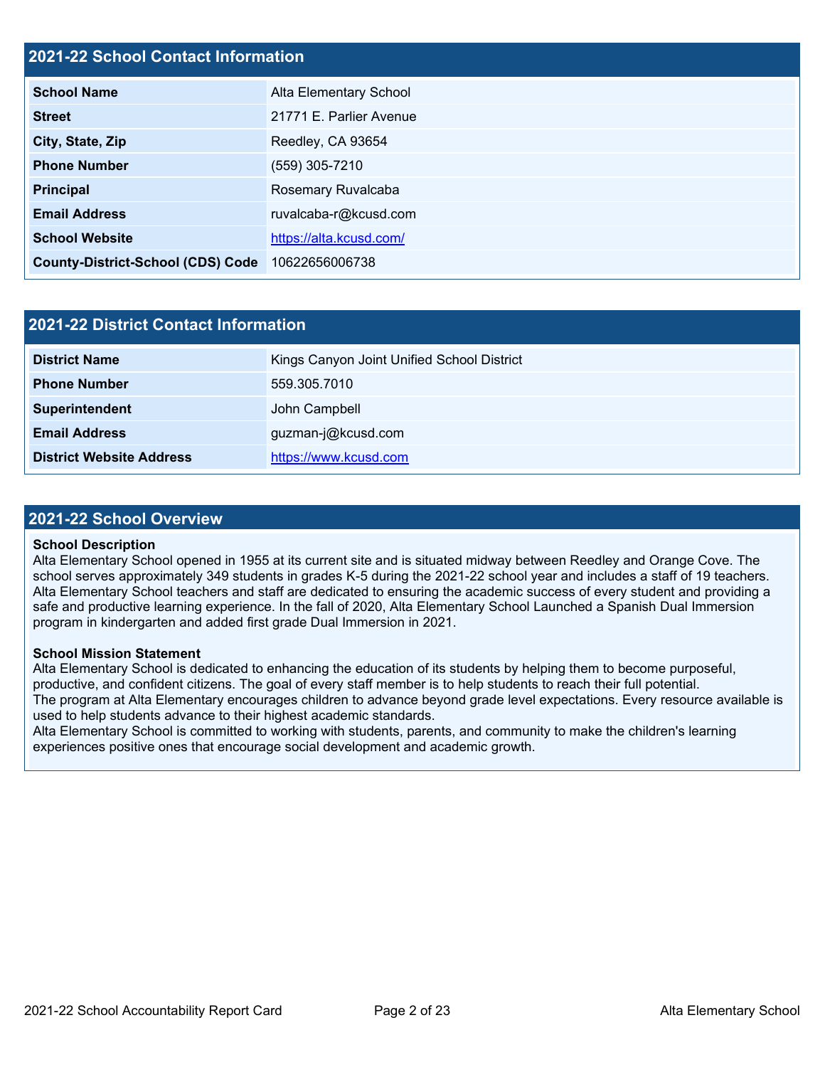## 2021-22 School Contact Information

| | |
|---|---|
| **School Name** | Alta Elementary School |
| **Street** | 21771 E. Parlier Avenue |
| **City, State, Zip** | Reedley, CA 93654 |
| **Phone Number** | (559) 305-7210 |
| **Principal** | Rosemary Ruvalcaba |
| **Email Address** | ruvalcaba-r@kcusd.com |
| **School Website** | https://alta.kcusd.com/ |
| **County-District-School (CDS) Code** | 10622656006738 |

## 2021-22 District Contact Information

| | |
|---|---|
| **District Name** | Kings Canyon Joint Unified School District |
| **Phone Number** | 559.305.7010 |
| **Superintendent** | John Campbell |
| **Email Address** | guzman-j@kcusd.com |
| **District Website Address** | https://www.kcusd.com |

## 2021-22 School Overview

**School Description**

Alta Elementary School opened in 1955 at its current site and is situated midway between Reedley and Orange Cove. The school serves approximately 349 students in grades K-5 during the 2021-22 school year and includes a staff of 19 teachers. Alta Elementary School teachers and staff are dedicated to ensuring the academic success of every student and providing a safe and productive learning experience. In the fall of 2020, Alta Elementary School Launched a Spanish Dual Immersion program in kindergarten and added first grade Dual Immersion in 2021.

**School Mission Statement**

Alta Elementary School is dedicated to enhancing the education of its students by helping them to become purposeful, productive, and confident citizens. The goal of every staff member is to help students to reach their full potential.
The program at Alta Elementary encourages children to advance beyond grade level expectations. Every resource available is used to help students advance to their highest academic standards.
Alta Elementary School is committed to working with students, parents, and community to make the children's learning experiences positive ones that encourage social development and academic growth.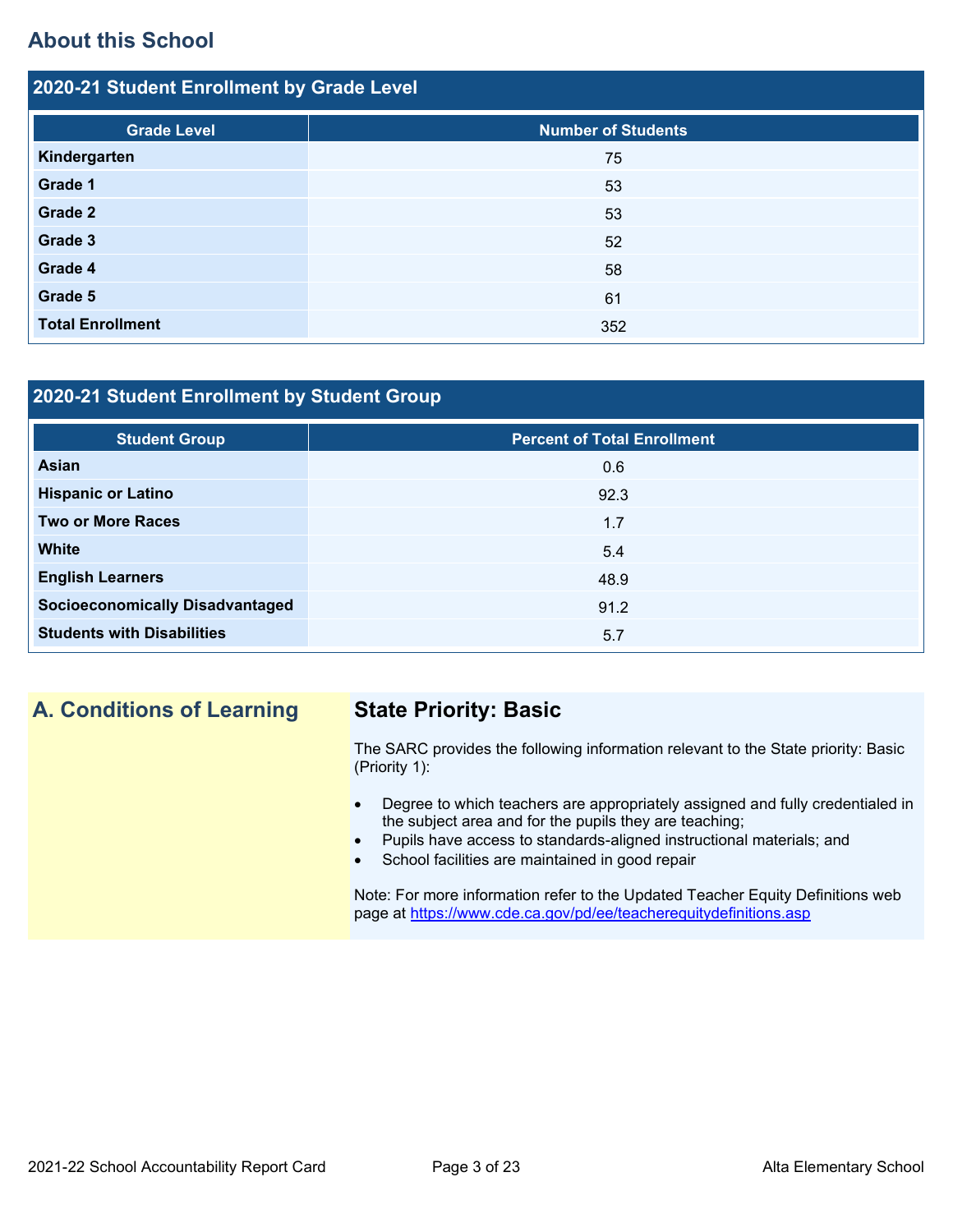## About this School

### 2020-21 Student Enrollment by Grade Level

| Grade Level | Number of Students |
|---|---|
| **Kindergarten** | 75 |
| **Grade 1** | 53 |
| **Grade 2** | 53 |
| **Grade 3** | 52 |
| **Grade 4** | 58 |
| **Grade 5** | 61 |
| **Total Enrollment** | 352 |

### 2020-21 Student Enrollment by Student Group

| Student Group | Percent of Total Enrollment |
|---|---|
| **Asian** | 0.6 |
| **Hispanic or Latino** | 92.3 |
| **Two or More Races** | 1.7 |
| **White** | 5.4 |
| **English Learners** | 48.9 |
| **Socioeconomically Disadvantaged** | 91.2 |
| **Students with Disabilities** | 5.7 |

## A. Conditions of Learning

### State Priority: Basic

The SARC provides the following information relevant to the State priority: Basic (Priority 1):

- Degree to which teachers are appropriately assigned and fully credentialed in the subject area and for the pupils they are teaching;
- Pupils have access to standards-aligned instructional materials; and
- School facilities are maintained in good repair

Note: For more information refer to the Updated Teacher Equity Definitions web page at https://www.cde.ca.gov/pd/ee/teacherequitydefinitions.asp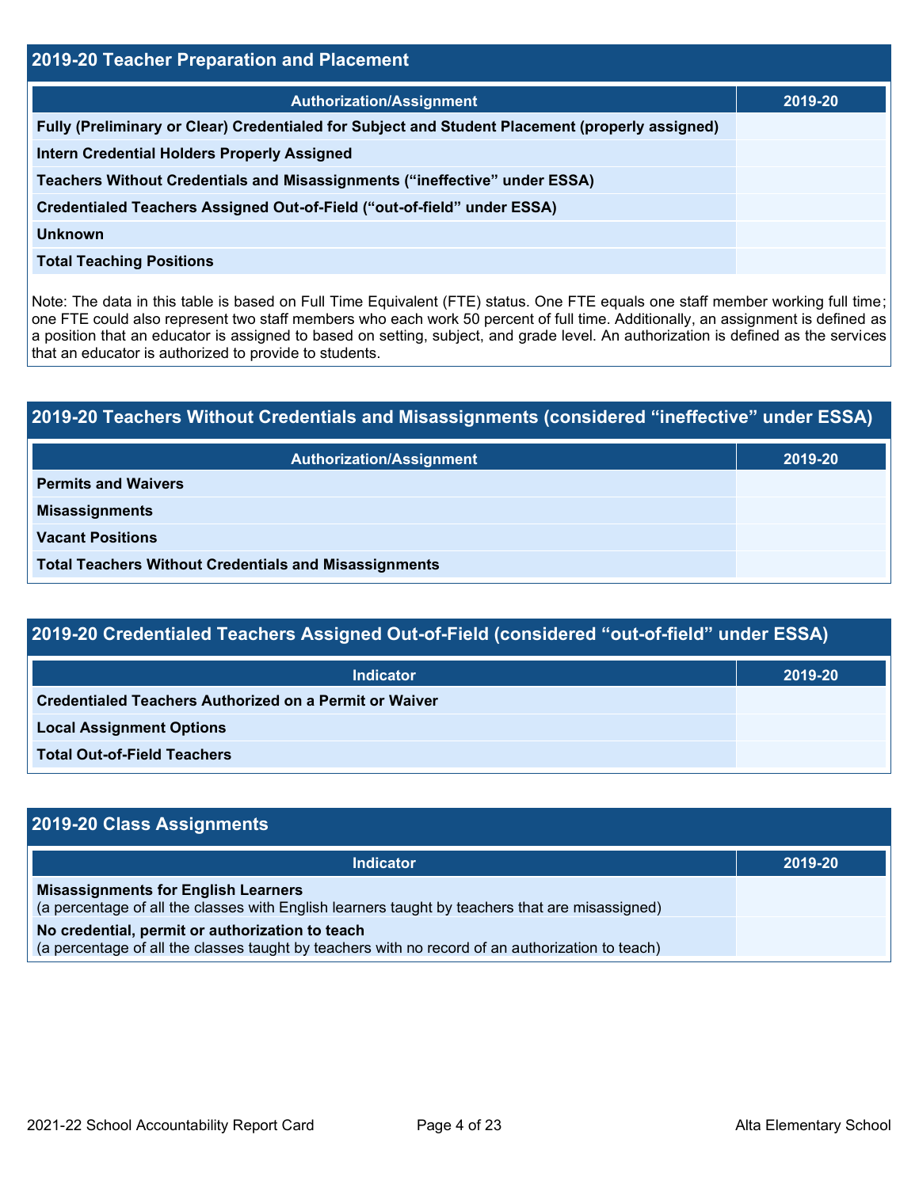## 2019-20 Teacher Preparation and Placement

| Authorization/Assignment | 2019-20 |
|---|---|
| Fully (Preliminary or Clear) Credentialed for Subject and Student Placement (properly assigned) | |
| Intern Credential Holders Properly Assigned | |
| Teachers Without Credentials and Misassignments ("ineffective" under ESSA) | |
| Credentialed Teachers Assigned Out-of-Field ("out-of-field" under ESSA) | |
| Unknown | |
| Total Teaching Positions | |

Note: The data in this table is based on Full Time Equivalent (FTE) status. One FTE equals one staff member working full time; one FTE could also represent two staff members who each work 50 percent of full time. Additionally, an assignment is defined as a position that an educator is assigned to based on setting, subject, and grade level. An authorization is defined as the services that an educator is authorized to provide to students.

## 2019-20 Teachers Without Credentials and Misassignments (considered "ineffective" under ESSA)

| Authorization/Assignment | 2019-20 |
|---|---|
| Permits and Waivers | |
| Misassignments | |
| Vacant Positions | |
| Total Teachers Without Credentials and Misassignments | |

## 2019-20 Credentialed Teachers Assigned Out-of-Field (considered "out-of-field" under ESSA)

| Indicator | 2019-20 |
|---|---|
| Credentialed Teachers Authorized on a Permit or Waiver | |
| Local Assignment Options | |
| Total Out-of-Field Teachers | |

## 2019-20 Class Assignments

| Indicator | 2019-20 |
|---|---|
| **Misassignments for English Learners** (a percentage of all the classes with English learners taught by teachers that are misassigned) | |
| **No credential, permit or authorization to teach** (a percentage of all the classes taught by teachers with no record of an authorization to teach) | |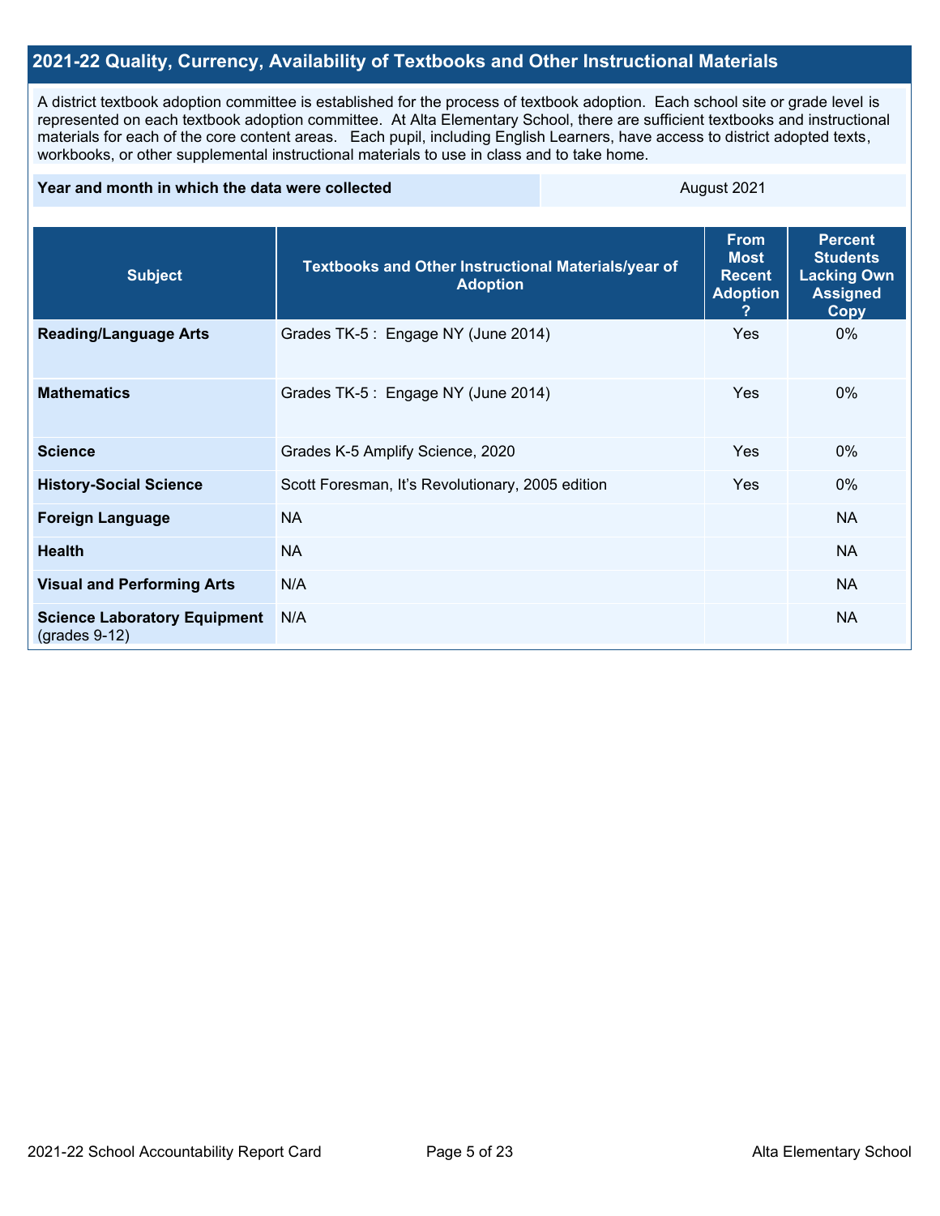## 2021-22 Quality, Currency, Availability of Textbooks and Other Instructional Materials

A district textbook adoption committee is established for the process of textbook adoption. Each school site or grade level is represented on each textbook adoption committee. At Alta Elementary School, there are sufficient textbooks and instructional materials for each of the core content areas. Each pupil, including English Learners, have access to district adopted texts, workbooks, or other supplemental instructional materials to use in class and to take home.

| Year and month in which the data were collected | August 2021 |
| --- | --- |

| Subject | Textbooks and Other Instructional Materials/year of Adoption | From Most Recent Adoption ? | Percent Students Lacking Own Assigned Copy |
| --- | --- | --- | --- |
| **Reading/Language Arts** | Grades TK-5 : Engage NY (June 2014) | Yes | 0% |
| **Mathematics** | Grades TK-5 : Engage NY (June 2014) | Yes | 0% |
| **Science** | Grades K-5 Amplify Science, 2020 | Yes | 0% |
| **History-Social Science** | Scott Foresman, It's Revolutionary, 2005 edition | Yes | 0% |
| **Foreign Language** | NA | | NA |
| **Health** | NA | | NA |
| **Visual and Performing Arts** | N/A | | NA |
| **Science Laboratory Equipment** (grades 9-12) | N/A | | NA |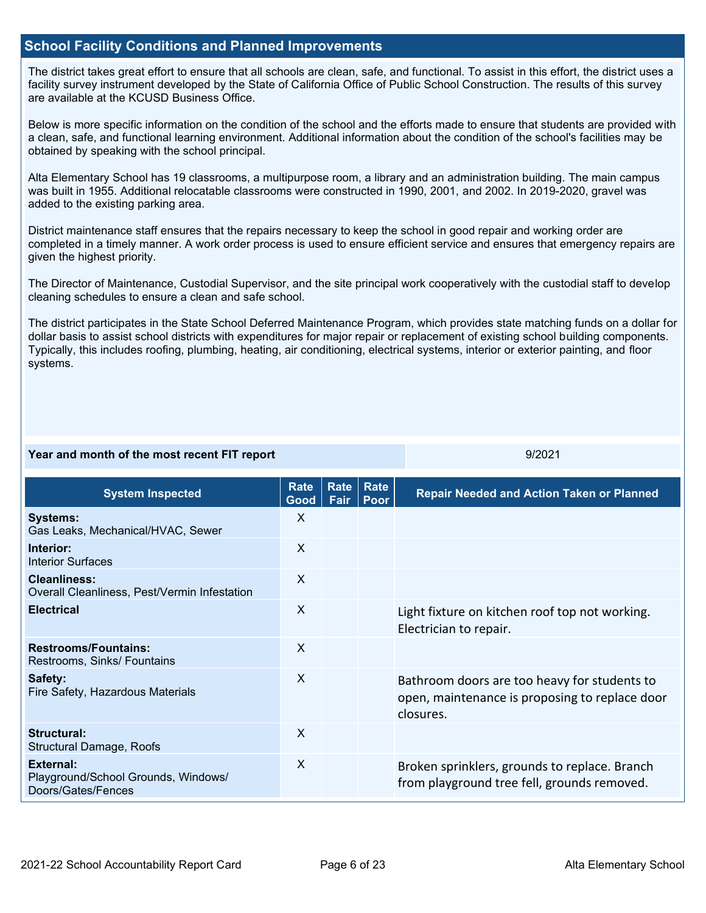## School Facility Conditions and Planned Improvements

The district takes great effort to ensure that all schools are clean, safe, and functional. To assist in this effort, the district uses a facility survey instrument developed by the State of California Office of Public School Construction. The results of this survey are available at the KCUSD Business Office.

Below is more specific information on the condition of the school and the efforts made to ensure that students are provided with a clean, safe, and functional learning environment. Additional information about the condition of the school's facilities may be obtained by speaking with the school principal.

Alta Elementary School has 19 classrooms, a multipurpose room, a library and an administration building. The main campus was built in 1955. Additional relocatable classrooms were constructed in 1990, 2001, and 2002. In 2019-2020, gravel was added to the existing parking area.

District maintenance staff ensures that the repairs necessary to keep the school in good repair and working order are completed in a timely manner. A work order process is used to ensure efficient service and ensures that emergency repairs are given the highest priority.

The Director of Maintenance, Custodial Supervisor, and the site principal work cooperatively with the custodial staff to develop cleaning schedules to ensure a clean and safe school.

The district participates in the State School Deferred Maintenance Program, which provides state matching funds on a dollar for dollar basis to assist school districts with expenditures for major repair or replacement of existing school building components. Typically, this includes roofing, plumbing, heating, air conditioning, electrical systems, interior or exterior painting, and floor systems.

| Year and month of the most recent FIT report | 9/2021 |
|---|---|

| System Inspected | Rate Good | Rate Fair | Rate Poor | Repair Needed and Action Taken or Planned |
|---|---|---|---|---|
| **Systems:** Gas Leaks, Mechanical/HVAC, Sewer | X | | | |
| **Interior:** Interior Surfaces | X | | | |
| **Cleanliness:** Overall Cleanliness, Pest/Vermin Infestation | X | | | |
| **Electrical** | X | | | Light fixture on kitchen roof top not working. Electrician to repair. |
| **Restrooms/Fountains:** Restrooms, Sinks/ Fountains | X | | | |
| **Safety:** Fire Safety, Hazardous Materials | X | | | Bathroom doors are too heavy for students to open, maintenance is proposing to replace door closures. |
| **Structural:** Structural Damage, Roofs | X | | | |
| **External:** Playground/School Grounds, Windows/ Doors/Gates/Fences | X | | | Broken sprinklers, grounds to replace. Branch from playground tree fell, grounds removed. |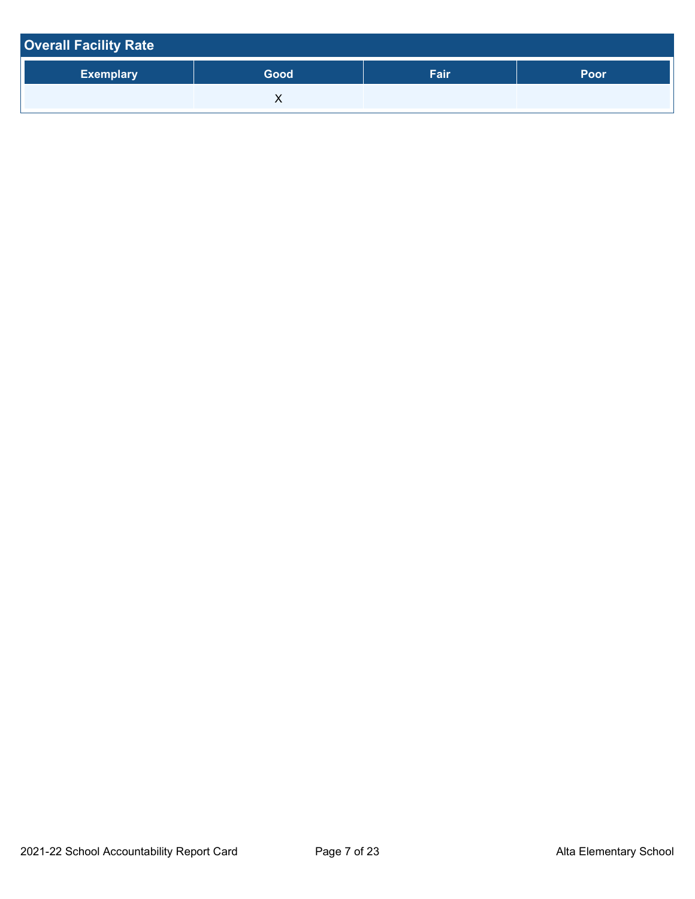## Overall Facility Rate

| Exemplary | Good | Fair | Poor |
|---|---|---|---|
| | X | | |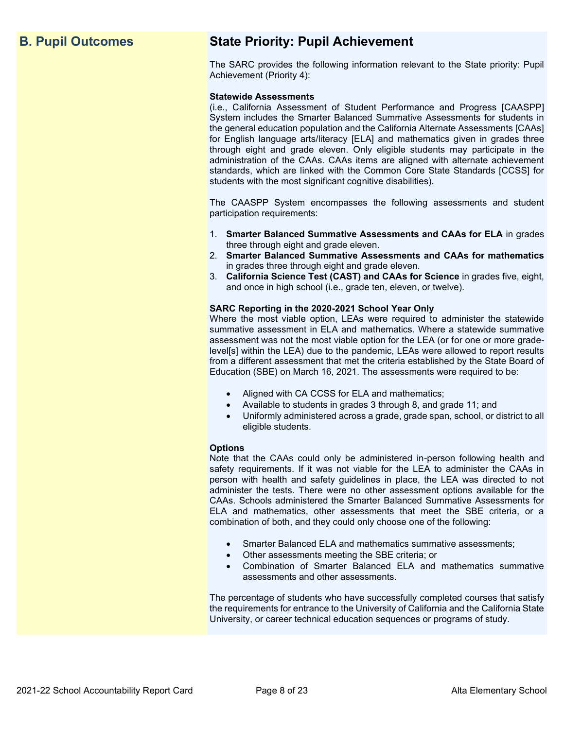## B. Pupil Outcomes

## State Priority: Pupil Achievement

The SARC provides the following information relevant to the State priority: Pupil Achievement (Priority 4):

**Statewide Assessments**
(i.e., California Assessment of Student Performance and Progress [CAASPP] System includes the Smarter Balanced Summative Assessments for students in the general education population and the California Alternate Assessments [CAAs] for English language arts/literacy [ELA] and mathematics given in grades three through eight and grade eleven. Only eligible students may participate in the administration of the CAAs. CAAs items are aligned with alternate achievement standards, which are linked with the Common Core State Standards [CCSS] for students with the most significant cognitive disabilities).

The CAASPP System encompasses the following assessments and student participation requirements:

1. **Smarter Balanced Summative Assessments and CAAs for ELA** in grades three through eight and grade eleven.
2. **Smarter Balanced Summative Assessments and CAAs for mathematics** in grades three through eight and grade eleven.
3. **California Science Test (CAST) and CAAs for Science** in grades five, eight, and once in high school (i.e., grade ten, eleven, or twelve).

**SARC Reporting in the 2020-2021 School Year Only**
Where the most viable option, LEAs were required to administer the statewide summative assessment in ELA and mathematics. Where a statewide summative assessment was not the most viable option for the LEA (or for one or more grade-level[s] within the LEA) due to the pandemic, LEAs were allowed to report results from a different assessment that met the criteria established by the State Board of Education (SBE) on March 16, 2021. The assessments were required to be:

- Aligned with CA CCSS for ELA and mathematics;
- Available to students in grades 3 through 8, and grade 11; and
- Uniformly administered across a grade, grade span, school, or district to all eligible students.

**Options**
Note that the CAAs could only be administered in-person following health and safety requirements. If it was not viable for the LEA to administer the CAAs in person with health and safety guidelines in place, the LEA was directed to not administer the tests. There were no other assessment options available for the CAAs. Schools administered the Smarter Balanced Summative Assessments for ELA and mathematics, other assessments that meet the SBE criteria, or a combination of both, and they could only choose one of the following:

- Smarter Balanced ELA and mathematics summative assessments;
- Other assessments meeting the SBE criteria; or
- Combination of Smarter Balanced ELA and mathematics summative assessments and other assessments.

The percentage of students who have successfully completed courses that satisfy the requirements for entrance to the University of California and the California State University, or career technical education sequences or programs of study.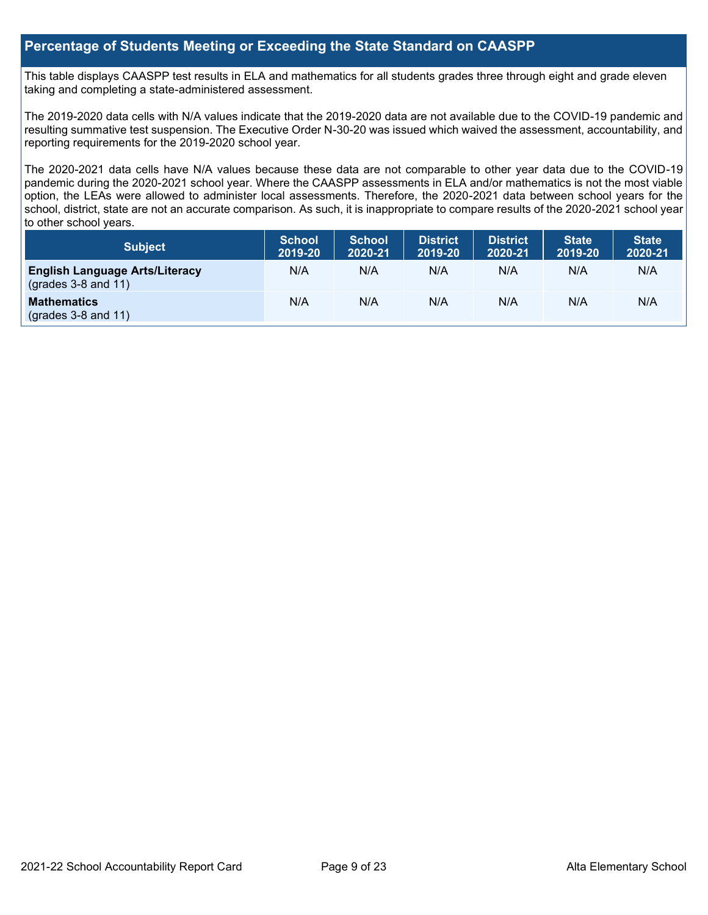## Percentage of Students Meeting or Exceeding the State Standard on CAASPP

This table displays CAASPP test results in ELA and mathematics for all students grades three through eight and grade eleven taking and completing a state-administered assessment.

The 2019-2020 data cells with N/A values indicate that the 2019-2020 data are not available due to the COVID-19 pandemic and resulting summative test suspension. The Executive Order N-30-20 was issued which waived the assessment, accountability, and reporting requirements for the 2019-2020 school year.

The 2020-2021 data cells have N/A values because these data are not comparable to other year data due to the COVID-19 pandemic during the 2020-2021 school year. Where the CAASPP assessments in ELA and/or mathematics is not the most viable option, the LEAs were allowed to administer local assessments. Therefore, the 2020-2021 data between school years for the school, district, state are not an accurate comparison. As such, it is inappropriate to compare results of the 2020-2021 school year to other school years.

| Subject | School 2019-20 | School 2020-21 | District 2019-20 | District 2020-21 | State 2019-20 | State 2020-21 |
|---|---|---|---|---|---|---|
| **English Language Arts/Literacy** (grades 3-8 and 11) | N/A | N/A | N/A | N/A | N/A | N/A |
| **Mathematics** (grades 3-8 and 11) | N/A | N/A | N/A | N/A | N/A | N/A |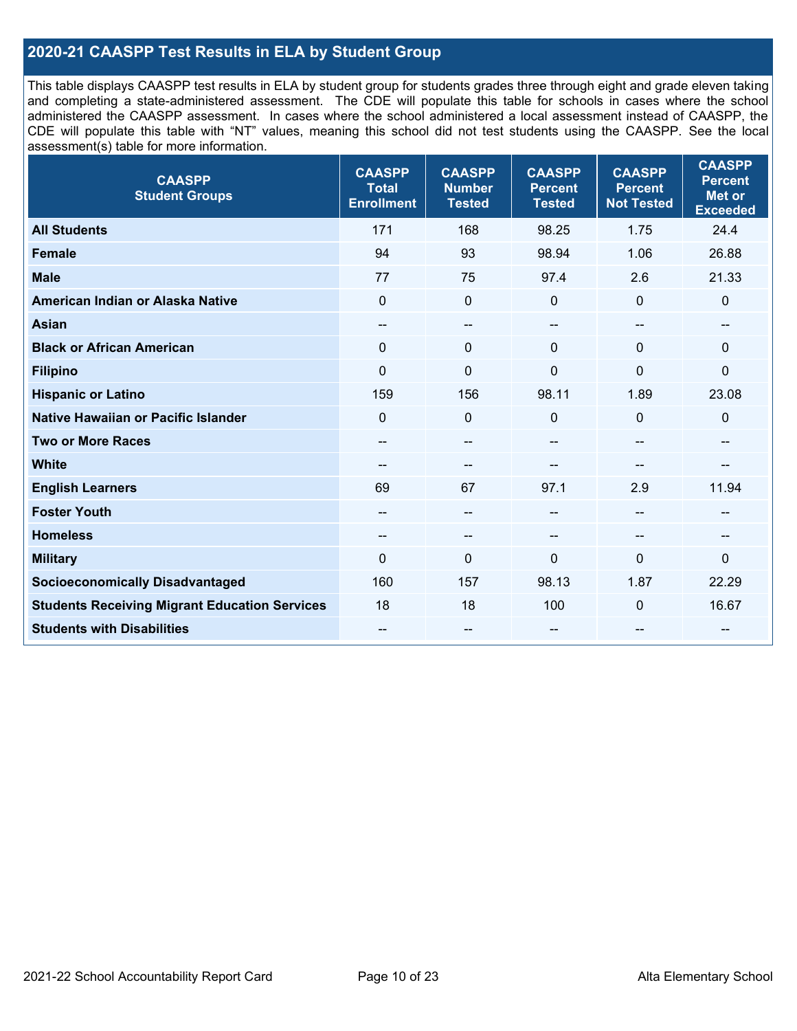## 2020-21 CAASPP Test Results in ELA by Student Group

This table displays CAASPP test results in ELA by student group for students grades three through eight and grade eleven taking and completing a state-administered assessment. The CDE will populate this table for schools in cases where the school administered the CAASPP assessment. In cases where the school administered a local assessment instead of CAASPP, the CDE will populate this table with "NT" values, meaning this school did not test students using the CAASPP. See the local assessment(s) table for more information.

| CAASPP Student Groups | CAASPP Total Enrollment | CAASPP Number Tested | CAASPP Percent Tested | CAASPP Percent Not Tested | CAASPP Percent Met or Exceeded |
|---|---|---|---|---|---|
| **All Students** | 171 | 168 | 98.25 | 1.75 | 24.4 |
| **Female** | 94 | 93 | 98.94 | 1.06 | 26.88 |
| **Male** | 77 | 75 | 97.4 | 2.6 | 21.33 |
| **American Indian or Alaska Native** | 0 | 0 | 0 | 0 | 0 |
| **Asian** | -- | -- | -- | -- | -- |
| **Black or African American** | 0 | 0 | 0 | 0 | 0 |
| **Filipino** | 0 | 0 | 0 | 0 | 0 |
| **Hispanic or Latino** | 159 | 156 | 98.11 | 1.89 | 23.08 |
| **Native Hawaiian or Pacific Islander** | 0 | 0 | 0 | 0 | 0 |
| **Two or More Races** | -- | -- | -- | -- | -- |
| **White** | -- | -- | -- | -- | -- |
| **English Learners** | 69 | 67 | 97.1 | 2.9 | 11.94 |
| **Foster Youth** | -- | -- | -- | -- | -- |
| **Homeless** | -- | -- | -- | -- | -- |
| **Military** | 0 | 0 | 0 | 0 | 0 |
| **Socioeconomically Disadvantaged** | 160 | 157 | 98.13 | 1.87 | 22.29 |
| **Students Receiving Migrant Education Services** | 18 | 18 | 100 | 0 | 16.67 |
| **Students with Disabilities** | -- | -- | -- | -- | -- |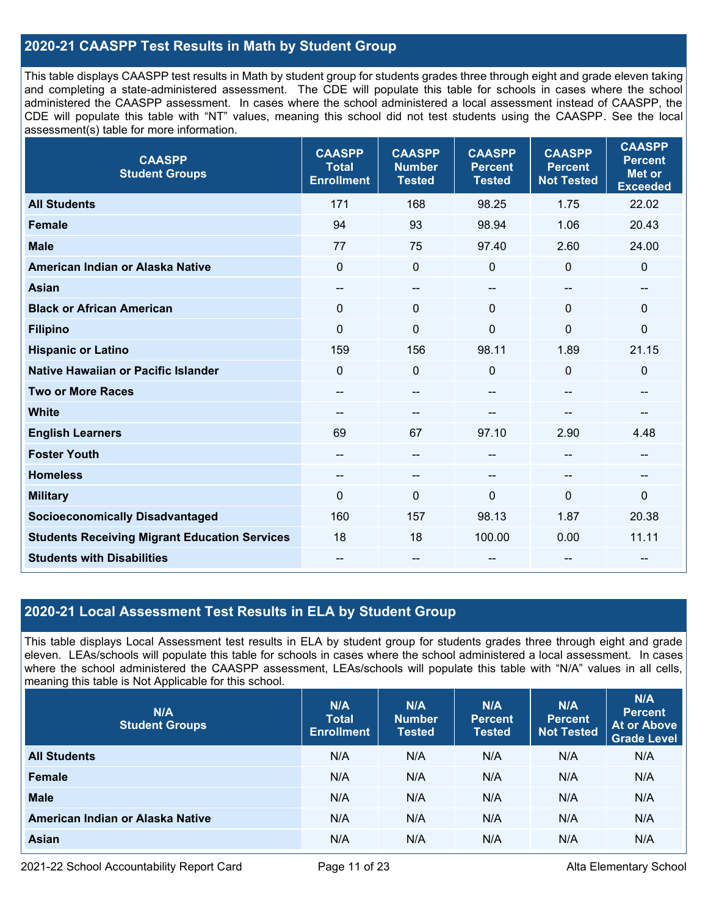## 2020-21 CAASPP Test Results in Math by Student Group

This table displays CAASPP test results in Math by student group for students grades three through eight and grade eleven taking and completing a state-administered assessment. The CDE will populate this table for schools in cases where the school administered the CAASPP assessment. In cases where the school administered a local assessment instead of CAASPP, the CDE will populate this table with "NT" values, meaning this school did not test students using the CAASPP. See the local assessment(s) table for more information.

| CAASPP Student Groups | CAASPP Total Enrollment | CAASPP Number Tested | CAASPP Percent Tested | CAASPP Percent Not Tested | CAASPP Percent Met or Exceeded |
|---|---|---|---|---|---|
| **All Students** | 171 | 168 | 98.25 | 1.75 | 22.02 |
| **Female** | 94 | 93 | 98.94 | 1.06 | 20.43 |
| **Male** | 77 | 75 | 97.40 | 2.60 | 24.00 |
| **American Indian or Alaska Native** | 0 | 0 | 0 | 0 | 0 |
| **Asian** | -- | -- | -- | -- | -- |
| **Black or African American** | 0 | 0 | 0 | 0 | 0 |
| **Filipino** | 0 | 0 | 0 | 0 | 0 |
| **Hispanic or Latino** | 159 | 156 | 98.11 | 1.89 | 21.15 |
| **Native Hawaiian or Pacific Islander** | 0 | 0 | 0 | 0 | 0 |
| **Two or More Races** | -- | -- | -- | -- | -- |
| **White** | -- | -- | -- | -- | -- |
| **English Learners** | 69 | 67 | 97.10 | 2.90 | 4.48 |
| **Foster Youth** | -- | -- | -- | -- | -- |
| **Homeless** | -- | -- | -- | -- | -- |
| **Military** | 0 | 0 | 0 | 0 | 0 |
| **Socioeconomically Disadvantaged** | 160 | 157 | 98.13 | 1.87 | 20.38 |
| **Students Receiving Migrant Education Services** | 18 | 18 | 100.00 | 0.00 | 11.11 |
| **Students with Disabilities** | -- | -- | -- | -- | -- |

## 2020-21 Local Assessment Test Results in ELA by Student Group

This table displays Local Assessment test results in ELA by student group for students grades three through eight and grade eleven. LEAs/schools will populate this table for schools in cases where the school administered a local assessment. In cases where the school administered the CAASPP assessment, LEAs/schools will populate this table with "N/A" values in all cells, meaning this table is Not Applicable for this school.

| N/A Student Groups | N/A Total Enrollment | N/A Number Tested | N/A Percent Tested | N/A Percent Not Tested | N/A Percent At or Above Grade Level |
|---|---|---|---|---|---|
| **All Students** | N/A | N/A | N/A | N/A | N/A |
| **Female** | N/A | N/A | N/A | N/A | N/A |
| **Male** | N/A | N/A | N/A | N/A | N/A |
| **American Indian or Alaska Native** | N/A | N/A | N/A | N/A | N/A |
| **Asian** | N/A | N/A | N/A | N/A | N/A |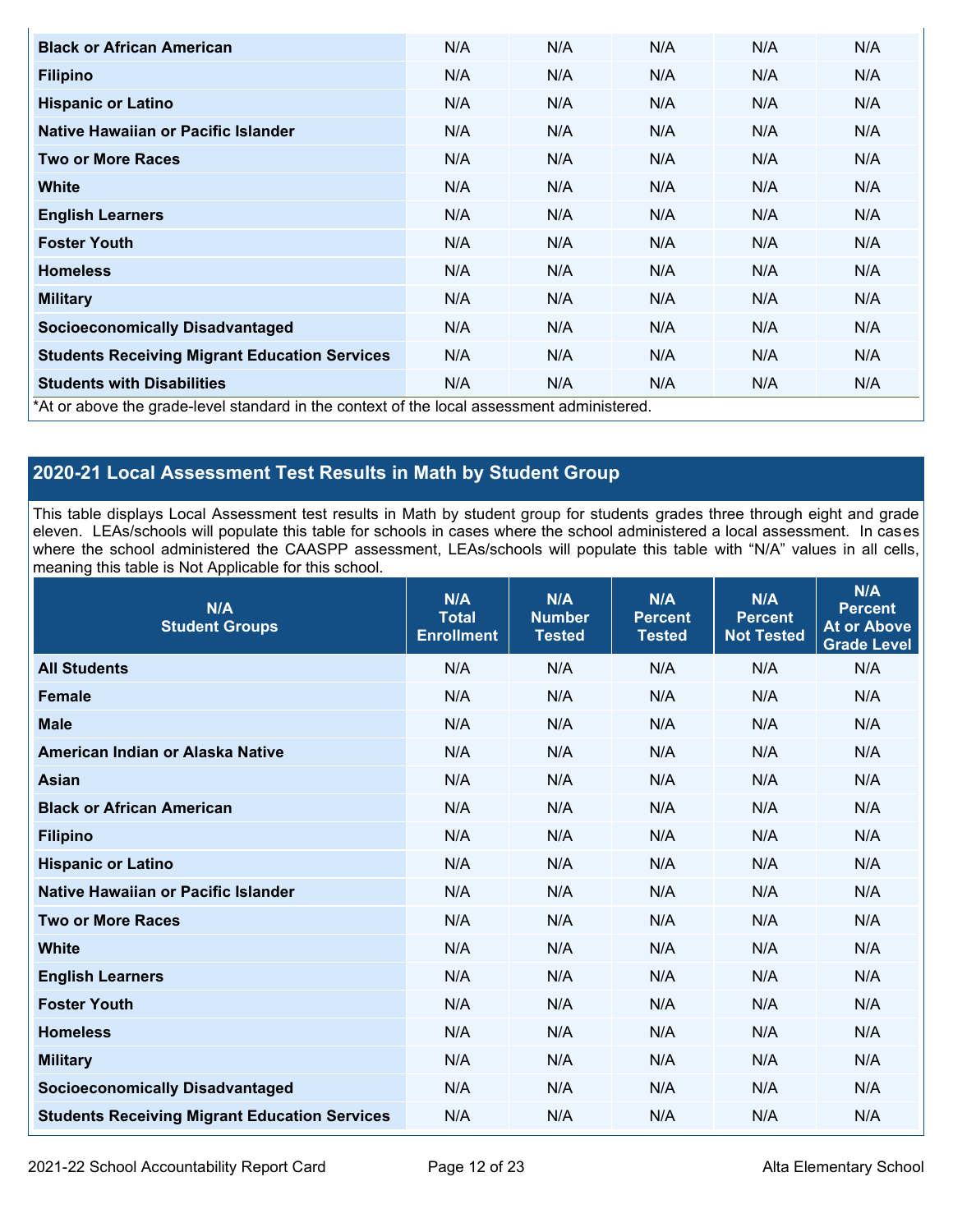| Black or African American | N/A | N/A | N/A | N/A | N/A |
|---|---|---|---|---|---|
| Filipino | N/A | N/A | N/A | N/A | N/A |
| Hispanic or Latino | N/A | N/A | N/A | N/A | N/A |
| Native Hawaiian or Pacific Islander | N/A | N/A | N/A | N/A | N/A |
| Two or More Races | N/A | N/A | N/A | N/A | N/A |
| White | N/A | N/A | N/A | N/A | N/A |
| English Learners | N/A | N/A | N/A | N/A | N/A |
| Foster Youth | N/A | N/A | N/A | N/A | N/A |
| Homeless | N/A | N/A | N/A | N/A | N/A |
| Military | N/A | N/A | N/A | N/A | N/A |
| Socioeconomically Disadvantaged | N/A | N/A | N/A | N/A | N/A |
| Students Receiving Migrant Education Services | N/A | N/A | N/A | N/A | N/A |
| Students with Disabilities | N/A | N/A | N/A | N/A | N/A |

*At or above the grade-level standard in the context of the local assessment administered.

## 2020-21 Local Assessment Test Results in Math by Student Group

This table displays Local Assessment test results in Math by student group for students grades three through eight and grade eleven. LEAs/schools will populate this table for schools in cases where the school administered a local assessment. In cases where the school administered the CAASPP assessment, LEAs/schools will populate this table with "N/A" values in all cells, meaning this table is Not Applicable for this school.

| N/A Student Groups | N/A Total Enrollment | N/A Number Tested | N/A Percent Tested | N/A Percent Not Tested | N/A Percent At or Above Grade Level |
|---|---|---|---|---|---|
| All Students | N/A | N/A | N/A | N/A | N/A |
| Female | N/A | N/A | N/A | N/A | N/A |
| Male | N/A | N/A | N/A | N/A | N/A |
| American Indian or Alaska Native | N/A | N/A | N/A | N/A | N/A |
| Asian | N/A | N/A | N/A | N/A | N/A |
| Black or African American | N/A | N/A | N/A | N/A | N/A |
| Filipino | N/A | N/A | N/A | N/A | N/A |
| Hispanic or Latino | N/A | N/A | N/A | N/A | N/A |
| Native Hawaiian or Pacific Islander | N/A | N/A | N/A | N/A | N/A |
| Two or More Races | N/A | N/A | N/A | N/A | N/A |
| White | N/A | N/A | N/A | N/A | N/A |
| English Learners | N/A | N/A | N/A | N/A | N/A |
| Foster Youth | N/A | N/A | N/A | N/A | N/A |
| Homeless | N/A | N/A | N/A | N/A | N/A |
| Military | N/A | N/A | N/A | N/A | N/A |
| Socioeconomically Disadvantaged | N/A | N/A | N/A | N/A | N/A |
| Students Receiving Migrant Education Services | N/A | N/A | N/A | N/A | N/A |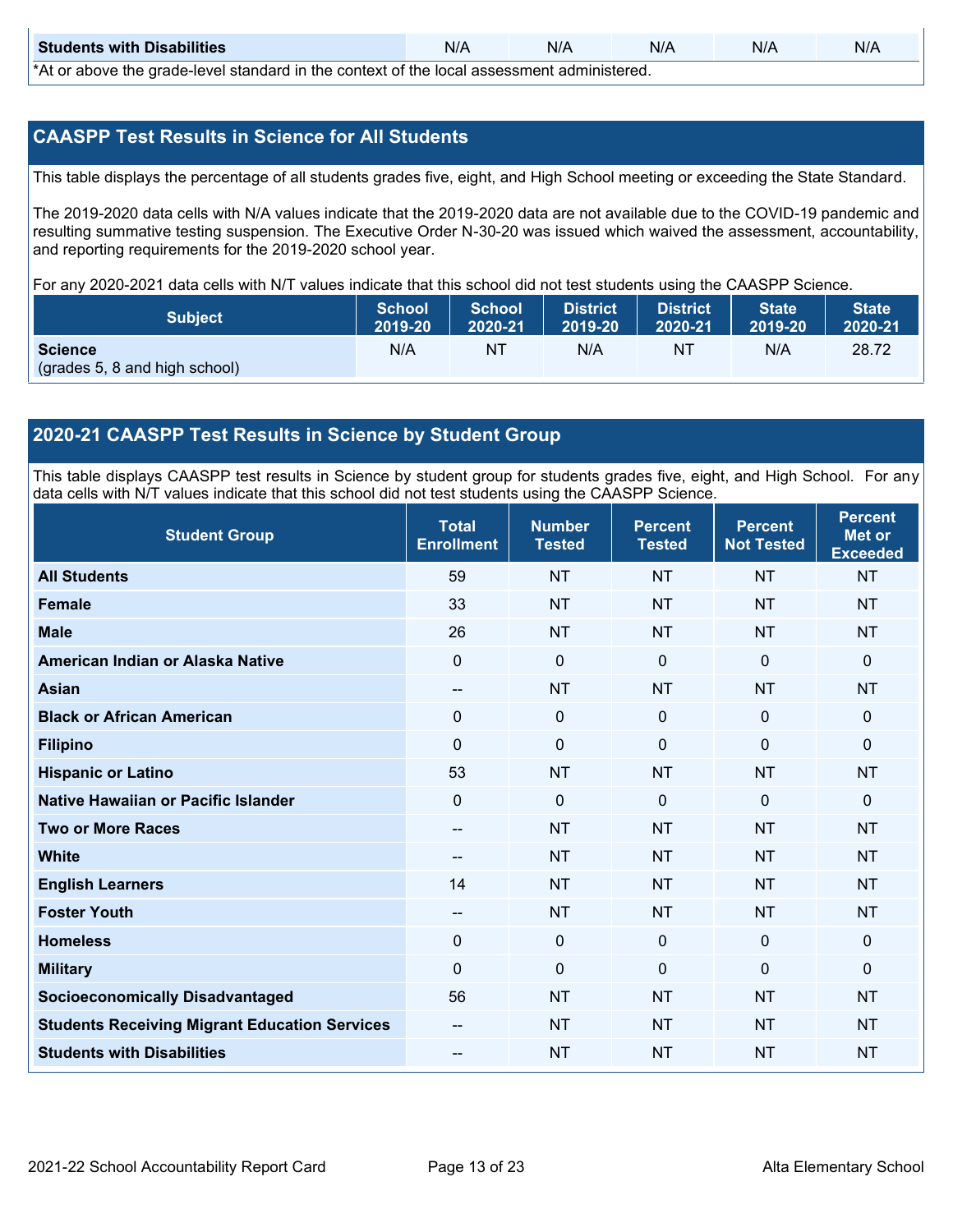| Students with Disabilities | N/A | N/A | N/A | N/A | N/A |
|---|---|---|---|---|---|

*At or above the grade-level standard in the context of the local assessment administered.

## CAASPP Test Results in Science for All Students

This table displays the percentage of all students grades five, eight, and High School meeting or exceeding the State Standard.

The 2019-2020 data cells with N/A values indicate that the 2019-2020 data are not available due to the COVID-19 pandemic and resulting summative testing suspension. The Executive Order N-30-20 was issued which waived the assessment, accountability, and reporting requirements for the 2019-2020 school year.

For any 2020-2021 data cells with N/T values indicate that this school did not test students using the CAASPP Science.

| Subject | School 2019-20 | School 2020-21 | District 2019-20 | District 2020-21 | State 2019-20 | State 2020-21 |
|---|---|---|---|---|---|---|
| **Science** (grades 5, 8 and high school) | N/A | NT | N/A | NT | N/A | 28.72 |

## 2020-21 CAASPP Test Results in Science by Student Group

This table displays CAASPP test results in Science by student group for students grades five, eight, and High School. For any data cells with N/T values indicate that this school did not test students using the CAASPP Science.

| Student Group | Total Enrollment | Number Tested | Percent Tested | Percent Not Tested | Percent Met or Exceeded |
|---|---|---|---|---|---|
| **All Students** | 59 | NT | NT | NT | NT |
| **Female** | 33 | NT | NT | NT | NT |
| **Male** | 26 | NT | NT | NT | NT |
| **American Indian or Alaska Native** | 0 | 0 | 0 | 0 | 0 |
| **Asian** | -- | NT | NT | NT | NT |
| **Black or African American** | 0 | 0 | 0 | 0 | 0 |
| **Filipino** | 0 | 0 | 0 | 0 | 0 |
| **Hispanic or Latino** | 53 | NT | NT | NT | NT |
| **Native Hawaiian or Pacific Islander** | 0 | 0 | 0 | 0 | 0 |
| **Two or More Races** | -- | NT | NT | NT | NT |
| **White** | -- | NT | NT | NT | NT |
| **English Learners** | 14 | NT | NT | NT | NT |
| **Foster Youth** | -- | NT | NT | NT | NT |
| **Homeless** | 0 | 0 | 0 | 0 | 0 |
| **Military** | 0 | 0 | 0 | 0 | 0 |
| **Socioeconomically Disadvantaged** | 56 | NT | NT | NT | NT |
| **Students Receiving Migrant Education Services** | -- | NT | NT | NT | NT |
| **Students with Disabilities** | -- | NT | NT | NT | NT |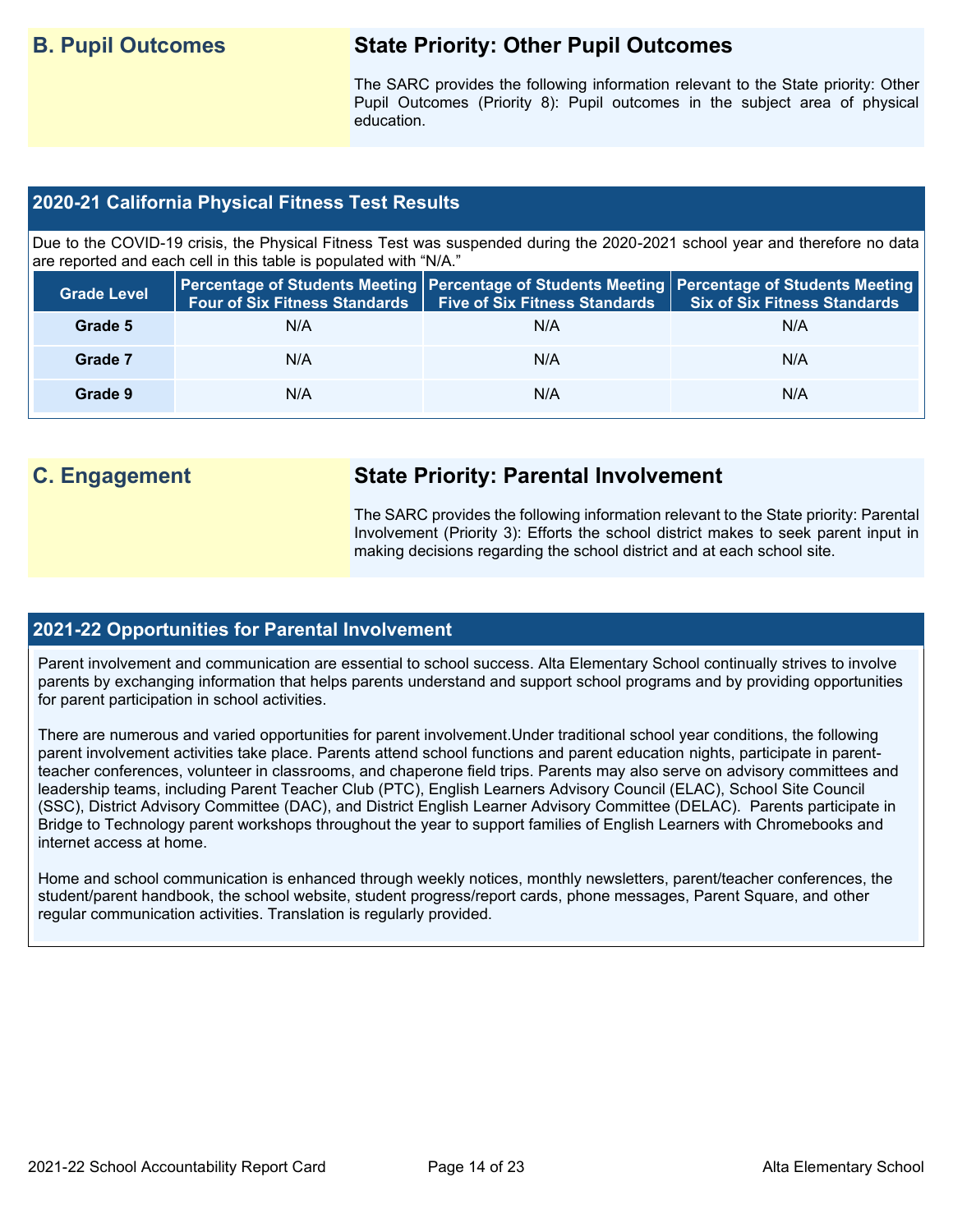## B. Pupil Outcomes

### State Priority: Other Pupil Outcomes

The SARC provides the following information relevant to the State priority: Other Pupil Outcomes (Priority 8): Pupil outcomes in the subject area of physical education.

### 2020-21 California Physical Fitness Test Results

Due to the COVID-19 crisis, the Physical Fitness Test was suspended during the 2020-2021 school year and therefore no data are reported and each cell in this table is populated with "N/A."

| Grade Level | Percentage of Students Meeting Four of Six Fitness Standards | Percentage of Students Meeting Five of Six Fitness Standards | Percentage of Students Meeting Six of Six Fitness Standards |
|---|---|---|---|
| Grade 5 | N/A | N/A | N/A |
| Grade 7 | N/A | N/A | N/A |
| Grade 9 | N/A | N/A | N/A |

## C. Engagement

### State Priority: Parental Involvement

The SARC provides the following information relevant to the State priority: Parental Involvement (Priority 3): Efforts the school district makes to seek parent input in making decisions regarding the school district and at each school site.

### 2021-22 Opportunities for Parental Involvement

Parent involvement and communication are essential to school success. Alta Elementary School continually strives to involve parents by exchanging information that helps parents understand and support school programs and by providing opportunities for parent participation in school activities.

There are numerous and varied opportunities for parent involvement.Under traditional school year conditions, the following parent involvement activities take place. Parents attend school functions and parent education nights, participate in parent-teacher conferences, volunteer in classrooms, and chaperone field trips. Parents may also serve on advisory committees and leadership teams, including Parent Teacher Club (PTC), English Learners Advisory Council (ELAC), School Site Council (SSC), District Advisory Committee (DAC), and District English Learner Advisory Committee (DELAC). Parents participate in Bridge to Technology parent workshops throughout the year to support families of English Learners with Chromebooks and internet access at home.

Home and school communication is enhanced through weekly notices, monthly newsletters, parent/teacher conferences, the student/parent handbook, the school website, student progress/report cards, phone messages, Parent Square, and other regular communication activities. Translation is regularly provided.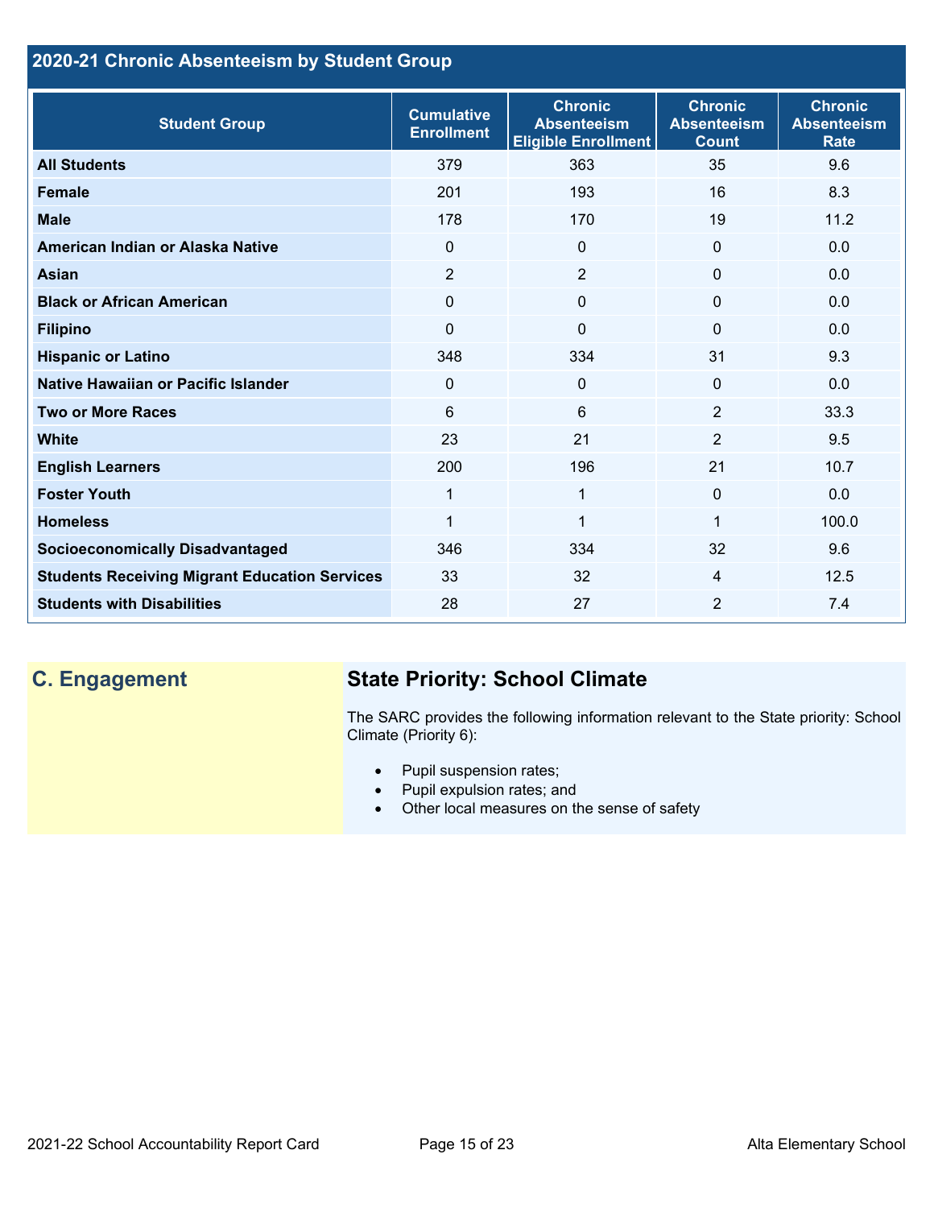## 2020-21 Chronic Absenteeism by Student Group

| Student Group | Cumulative Enrollment | Chronic Absenteeism Eligible Enrollment | Chronic Absenteeism Count | Chronic Absenteeism Rate |
|---|---|---|---|---|
| **All Students** | 379 | 363 | 35 | 9.6 |
| **Female** | 201 | 193 | 16 | 8.3 |
| **Male** | 178 | 170 | 19 | 11.2 |
| **American Indian or Alaska Native** | 0 | 0 | 0 | 0.0 |
| **Asian** | 2 | 2 | 0 | 0.0 |
| **Black or African American** | 0 | 0 | 0 | 0.0 |
| **Filipino** | 0 | 0 | 0 | 0.0 |
| **Hispanic or Latino** | 348 | 334 | 31 | 9.3 |
| **Native Hawaiian or Pacific Islander** | 0 | 0 | 0 | 0.0 |
| **Two or More Races** | 6 | 6 | 2 | 33.3 |
| **White** | 23 | 21 | 2 | 9.5 |
| **English Learners** | 200 | 196 | 21 | 10.7 |
| **Foster Youth** | 1 | 1 | 0 | 0.0 |
| **Homeless** | 1 | 1 | 1 | 100.0 |
| **Socioeconomically Disadvantaged** | 346 | 334 | 32 | 9.6 |
| **Students Receiving Migrant Education Services** | 33 | 32 | 4 | 12.5 |
| **Students with Disabilities** | 28 | 27 | 2 | 7.4 |

## C. Engagement

### State Priority: School Climate

The SARC provides the following information relevant to the State priority: School Climate (Priority 6):

- Pupil suspension rates;
- Pupil expulsion rates; and
- Other local measures on the sense of safety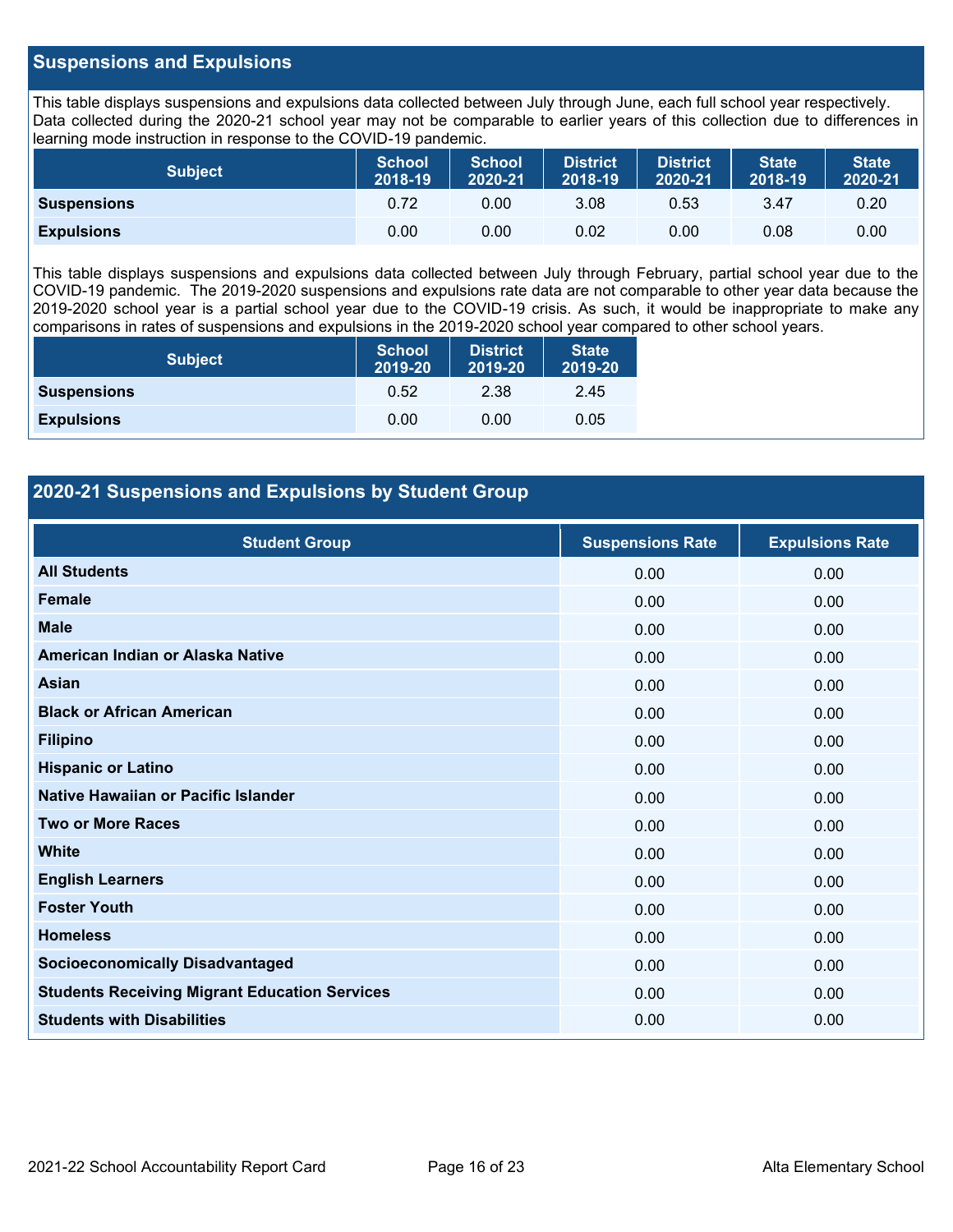## Suspensions and Expulsions

This table displays suspensions and expulsions data collected between July through June, each full school year respectively. Data collected during the 2020-21 school year may not be comparable to earlier years of this collection due to differences in learning mode instruction in response to the COVID-19 pandemic.

| Subject | School 2018-19 | School 2020-21 | District 2018-19 | District 2020-21 | State 2018-19 | State 2020-21 |
|---|---|---|---|---|---|---|
| **Suspensions** | 0.72 | 0.00 | 3.08 | 0.53 | 3.47 | 0.20 |
| **Expulsions** | 0.00 | 0.00 | 0.02 | 0.00 | 0.08 | 0.00 |

This table displays suspensions and expulsions data collected between July through February, partial school year due to the COVID-19 pandemic. The 2019-2020 suspensions and expulsions rate data are not comparable to other year data because the 2019-2020 school year is a partial school year due to the COVID-19 crisis. As such, it would be inappropriate to make any comparisons in rates of suspensions and expulsions in the 2019-2020 school year compared to other school years.

| Subject | School 2019-20 | District 2019-20 | State 2019-20 |
|---|---|---|---|
| **Suspensions** | 0.52 | 2.38 | 2.45 |
| **Expulsions** | 0.00 | 0.00 | 0.05 |

## 2020-21 Suspensions and Expulsions by Student Group

| Student Group | Suspensions Rate | Expulsions Rate |
|---|---|---|
| **All Students** | 0.00 | 0.00 |
| **Female** | 0.00 | 0.00 |
| **Male** | 0.00 | 0.00 |
| **American Indian or Alaska Native** | 0.00 | 0.00 |
| **Asian** | 0.00 | 0.00 |
| **Black or African American** | 0.00 | 0.00 |
| **Filipino** | 0.00 | 0.00 |
| **Hispanic or Latino** | 0.00 | 0.00 |
| **Native Hawaiian or Pacific Islander** | 0.00 | 0.00 |
| **Two or More Races** | 0.00 | 0.00 |
| **White** | 0.00 | 0.00 |
| **English Learners** | 0.00 | 0.00 |
| **Foster Youth** | 0.00 | 0.00 |
| **Homeless** | 0.00 | 0.00 |
| **Socioeconomically Disadvantaged** | 0.00 | 0.00 |
| **Students Receiving Migrant Education Services** | 0.00 | 0.00 |
| **Students with Disabilities** | 0.00 | 0.00 |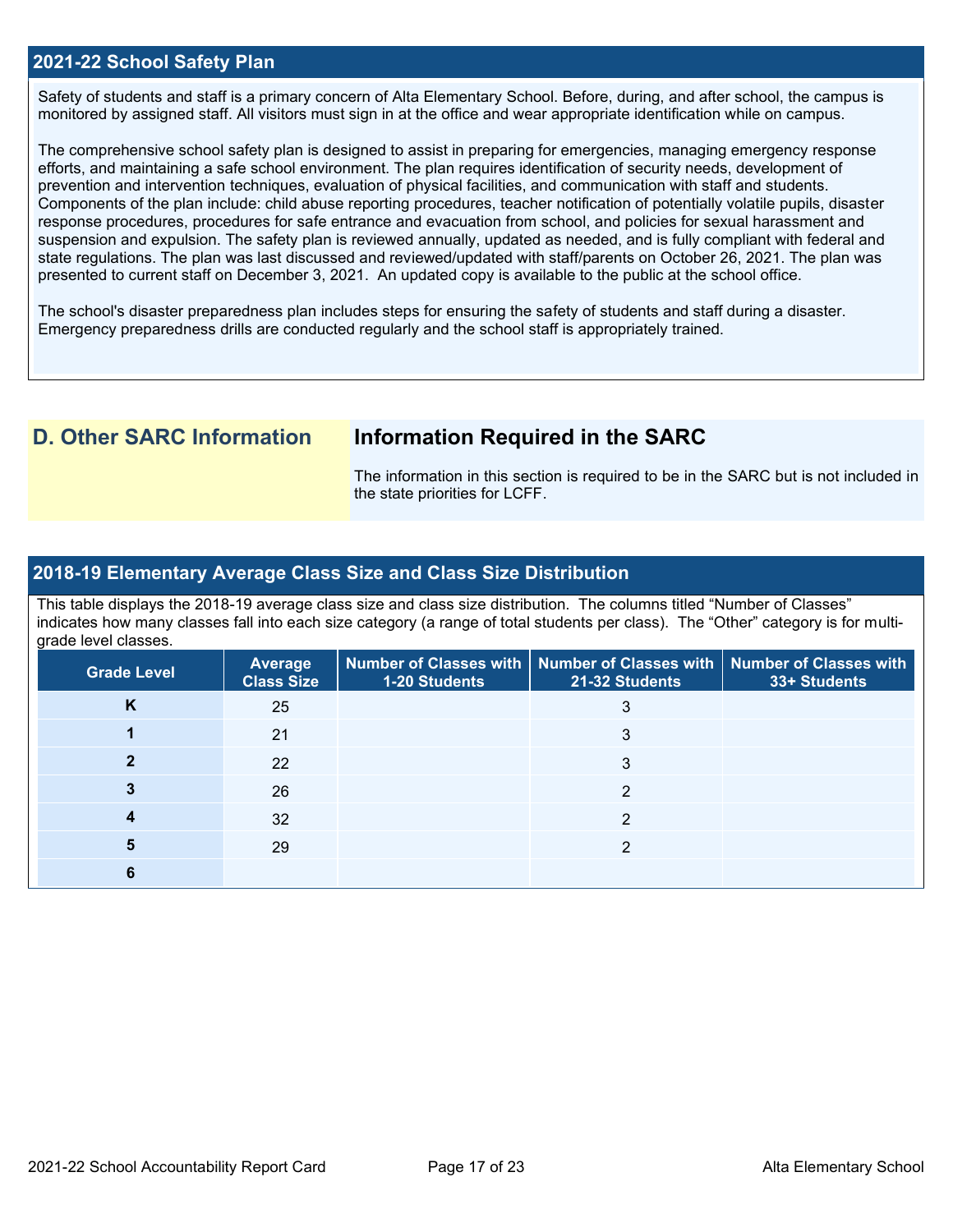## 2021-22 School Safety Plan

Safety of students and staff is a primary concern of Alta Elementary School. Before, during, and after school, the campus is monitored by assigned staff. All visitors must sign in at the office and wear appropriate identification while on campus.

The comprehensive school safety plan is designed to assist in preparing for emergencies, managing emergency response efforts, and maintaining a safe school environment. The plan requires identification of security needs, development of prevention and intervention techniques, evaluation of physical facilities, and communication with staff and students. Components of the plan include: child abuse reporting procedures, teacher notification of potentially volatile pupils, disaster response procedures, procedures for safe entrance and evacuation from school, and policies for sexual harassment and suspension and expulsion. The safety plan is reviewed annually, updated as needed, and is fully compliant with federal and state regulations. The plan was last discussed and reviewed/updated with staff/parents on October 26, 2021. The plan was presented to current staff on December 3, 2021. An updated copy is available to the public at the school office.

The school's disaster preparedness plan includes steps for ensuring the safety of students and staff during a disaster. Emergency preparedness drills are conducted regularly and the school staff is appropriately trained.

## D. Other SARC Information

### Information Required in the SARC

The information in this section is required to be in the SARC but is not included in the state priorities for LCFF.

## 2018-19 Elementary Average Class Size and Class Size Distribution

This table displays the 2018-19 average class size and class size distribution. The columns titled "Number of Classes" indicates how many classes fall into each size category (a range of total students per class). The "Other" category is for multi-grade level classes.

| Grade Level | Average Class Size | Number of Classes with 1-20 Students | Number of Classes with 21-32 Students | Number of Classes with 33+ Students |
|---|---|---|---|---|
| K | 25 | | 3 | |
| 1 | 21 | | 3 | |
| 2 | 22 | | 3 | |
| 3 | 26 | | 2 | |
| 4 | 32 | | 2 | |
| 5 | 29 | | 2 | |
| 6 | | | | |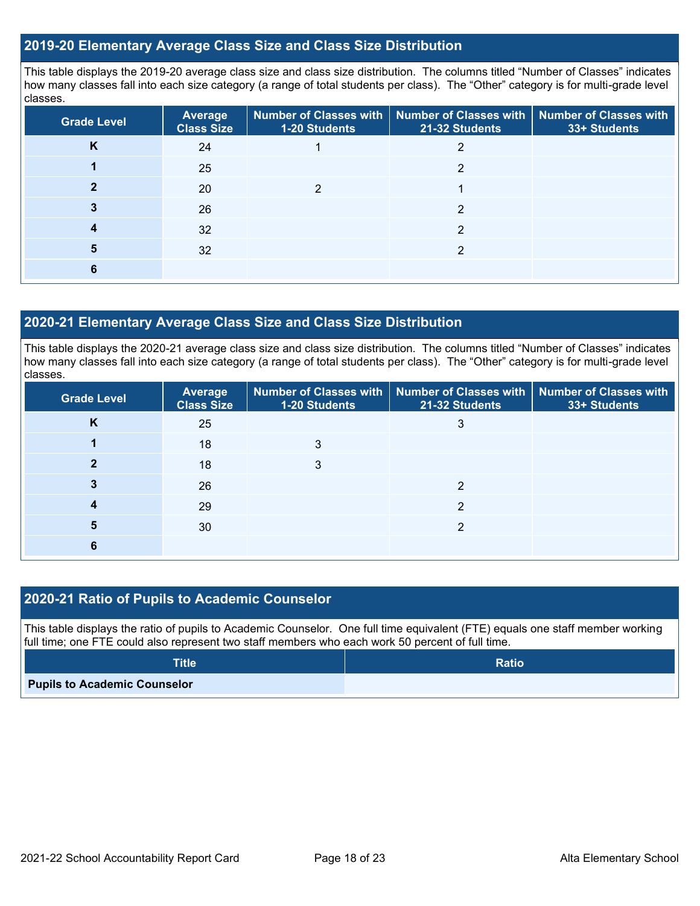## 2019-20 Elementary Average Class Size and Class Size Distribution

This table displays the 2019-20 average class size and class size distribution. The columns titled "Number of Classes" indicates how many classes fall into each size category (a range of total students per class). The "Other" category is for multi-grade level classes.

| Grade Level | Average Class Size | Number of Classes with 1-20 Students | Number of Classes with 21-32 Students | Number of Classes with 33+ Students |
|---|---|---|---|---|
| K | 24 | 1 | 2 | |
| 1 | 25 | | 2 | |
| 2 | 20 | 2 | 1 | |
| 3 | 26 | | 2 | |
| 4 | 32 | | 2 | |
| 5 | 32 | | 2 | |
| 6 | | | | |

## 2020-21 Elementary Average Class Size and Class Size Distribution

This table displays the 2020-21 average class size and class size distribution. The columns titled "Number of Classes" indicates how many classes fall into each size category (a range of total students per class). The "Other" category is for multi-grade level classes.

| Grade Level | Average Class Size | Number of Classes with 1-20 Students | Number of Classes with 21-32 Students | Number of Classes with 33+ Students |
|---|---|---|---|---|
| K | 25 | | 3 | |
| 1 | 18 | 3 | | |
| 2 | 18 | 3 | | |
| 3 | 26 | | 2 | |
| 4 | 29 | | 2 | |
| 5 | 30 | | 2 | |
| 6 | | | | |

## 2020-21 Ratio of Pupils to Academic Counselor

This table displays the ratio of pupils to Academic Counselor. One full time equivalent (FTE) equals one staff member working full time; one FTE could also represent two staff members who each work 50 percent of full time.

| Title | Ratio |
|---|---|
| Pupils to Academic Counselor | |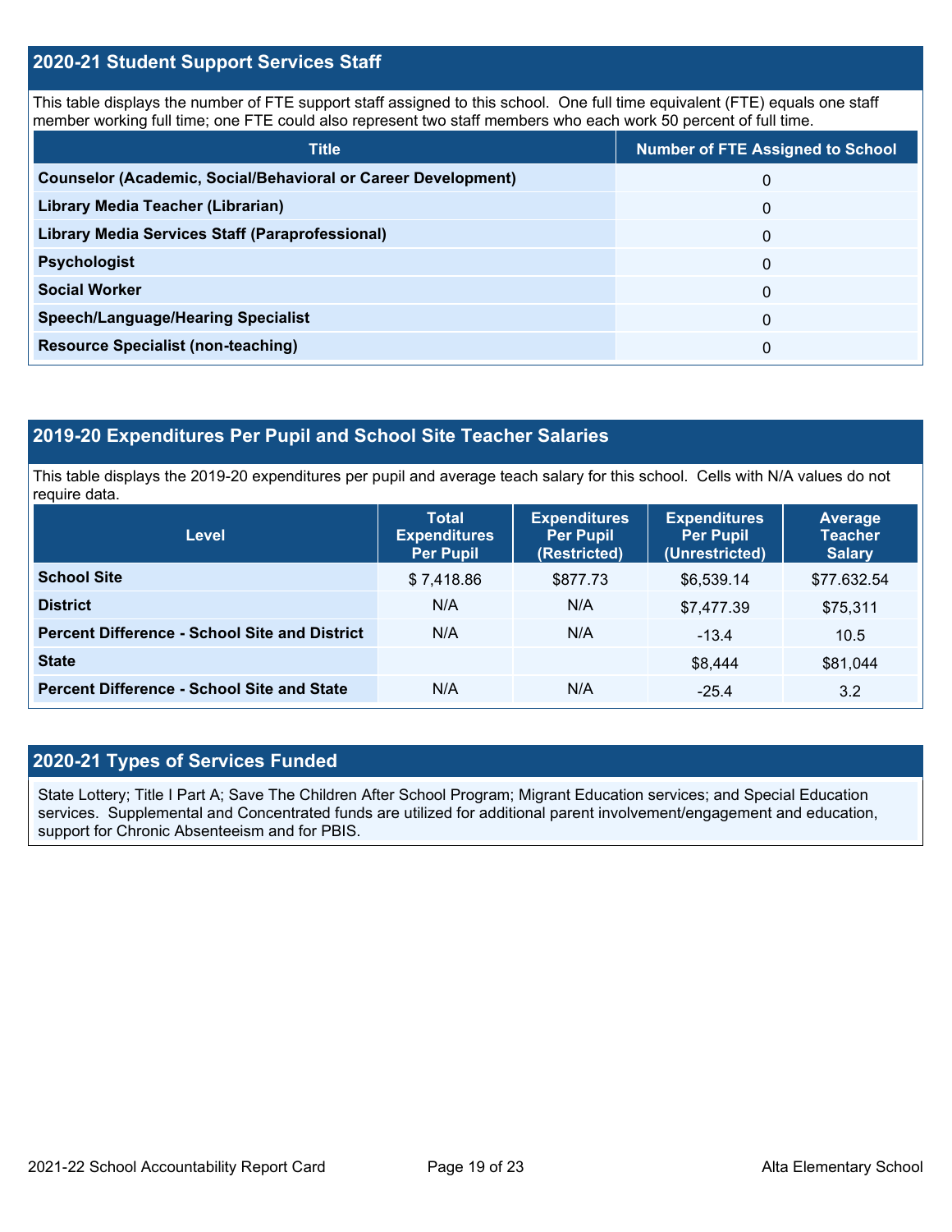## 2020-21 Student Support Services Staff

This table displays the number of FTE support staff assigned to this school. One full time equivalent (FTE) equals one staff member working full time; one FTE could also represent two staff members who each work 50 percent of full time.

| Title | Number of FTE Assigned to School |
|---|---|
| **Counselor (Academic, Social/Behavioral or Career Development)** | 0 |
| **Library Media Teacher (Librarian)** | 0 |
| **Library Media Services Staff (Paraprofessional)** | 0 |
| **Psychologist** | 0 |
| **Social Worker** | 0 |
| **Speech/Language/Hearing Specialist** | 0 |
| **Resource Specialist (non-teaching)** | 0 |

## 2019-20 Expenditures Per Pupil and School Site Teacher Salaries

This table displays the 2019-20 expenditures per pupil and average teach salary for this school. Cells with N/A values do not require data.

| Level | Total Expenditures Per Pupil | Expenditures Per Pupil (Restricted) | Expenditures Per Pupil (Unrestricted) | Average Teacher Salary |
|---|---|---|---|---|
| **School Site** | $ 7,418.86 | $877.73 | $6,539.14 | $77.632.54 |
| **District** | N/A | N/A | $7,477.39 | $75,311 |
| **Percent Difference - School Site and District** | N/A | N/A | -13.4 | 10.5 |
| **State** | | | $8,444 | $81,044 |
| **Percent Difference - School Site and State** | N/A | N/A | -25.4 | 3.2 |

## 2020-21 Types of Services Funded

State Lottery; Title I Part A; Save The Children After School Program; Migrant Education services; and Special Education services. Supplemental and Concentrated funds are utilized for additional parent involvement/engagement and education, support for Chronic Absenteeism and for PBIS.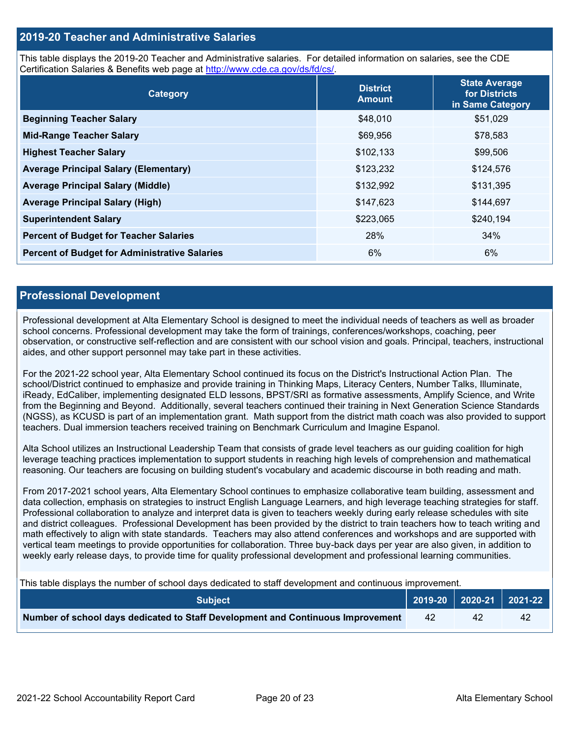## 2019-20 Teacher and Administrative Salaries

This table displays the 2019-20 Teacher and Administrative salaries. For detailed information on salaries, see the CDE Certification Salaries & Benefits web page at http://www.cde.ca.gov/ds/fd/cs/.

| Category | District Amount | State Average for Districts in Same Category |
|---|---|---|
| **Beginning Teacher Salary** | $48,010 | $51,029 |
| **Mid-Range Teacher Salary** | $69,956 | $78,583 |
| **Highest Teacher Salary** | $102,133 | $99,506 |
| **Average Principal Salary (Elementary)** | $123,232 | $124,576 |
| **Average Principal Salary (Middle)** | $132,992 | $131,395 |
| **Average Principal Salary (High)** | $147,623 | $144,697 |
| **Superintendent Salary** | $223,065 | $240,194 |
| **Percent of Budget for Teacher Salaries** | 28% | 34% |
| **Percent of Budget for Administrative Salaries** | 6% | 6% |

## Professional Development

Professional development at Alta Elementary School is designed to meet the individual needs of teachers as well as broader school concerns. Professional development may take the form of trainings, conferences/workshops, coaching, peer observation, or constructive self-reflection and are consistent with our school vision and goals. Principal, teachers, instructional aides, and other support personnel may take part in these activities.

For the 2021-22 school year, Alta Elementary School continued its focus on the District's Instructional Action Plan. The school/District continued to emphasize and provide training in Thinking Maps, Literacy Centers, Number Talks, Illuminate, iReady, EdCaliber, implementing designated ELD lessons, BPST/SRI as formative assessments, Amplify Science, and Write from the Beginning and Beyond. Additionally, several teachers continued their training in Next Generation Science Standards (NGSS), as KCUSD is part of an implementation grant. Math support from the district math coach was also provided to support teachers. Dual immersion teachers received training on Benchmark Curriculum and Imagine Espanol.

Alta School utilizes an Instructional Leadership Team that consists of grade level teachers as our guiding coalition for high leverage teaching practices implementation to support students in reaching high levels of comprehension and mathematical reasoning. Our teachers are focusing on building student's vocabulary and academic discourse in both reading and math.

From 2017-2021 school years, Alta Elementary School continues to emphasize collaborative team building, assessment and data collection, emphasis on strategies to instruct English Language Learners, and high leverage teaching strategies for staff. Professional collaboration to analyze and interpret data is given to teachers weekly during early release schedules with site and district colleagues. Professional Development has been provided by the district to train teachers how to teach writing and math effectively to align with state standards. Teachers may also attend conferences and workshops and are supported with vertical team meetings to provide opportunities for collaboration. Three buy-back days per year are also given, in addition to weekly early release days, to provide time for quality professional development and professional learning communities.

This table displays the number of school days dedicated to staff development and continuous improvement.

| Subject | 2019-20 | 2020-21 | 2021-22 |
|---|---|---|---|
| **Number of school days dedicated to Staff Development and Continuous Improvement** | 42 | 42 | 42 |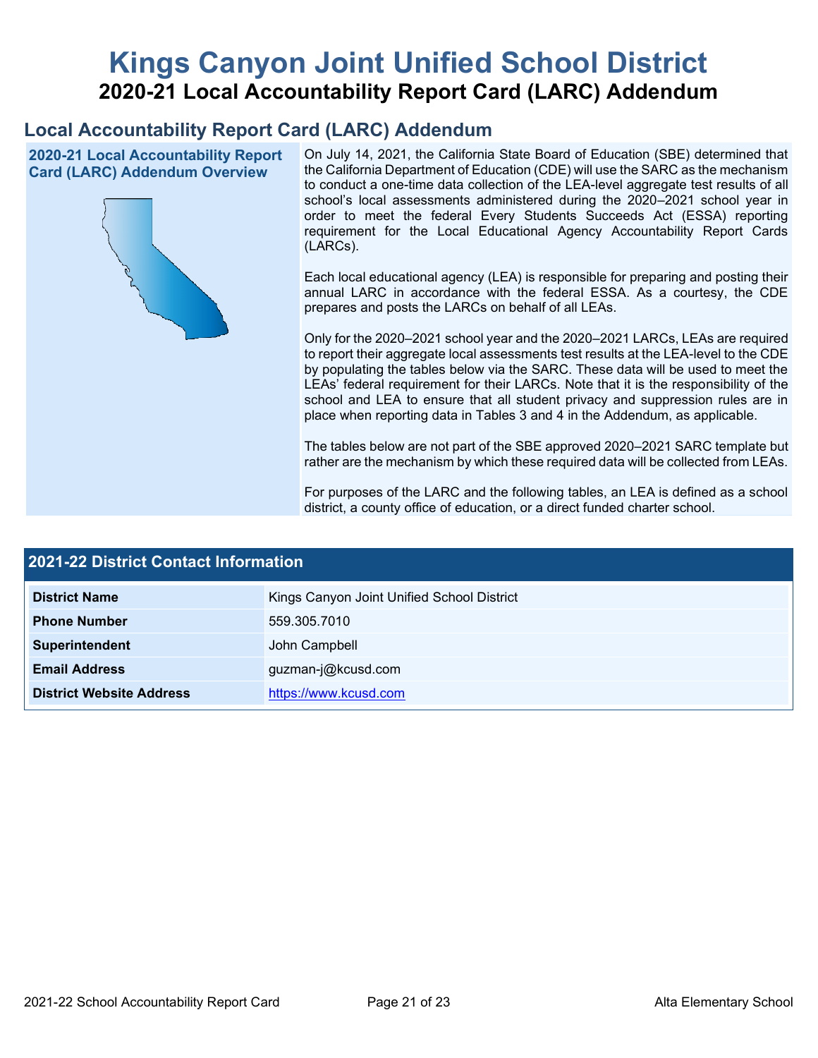# Kings Canyon Joint Unified School District

## 2020-21 Local Accountability Report Card (LARC) Addendum

## Local Accountability Report Card (LARC) Addendum

**2020-21 Local Accountability Report Card (LARC) Addendum Overview**

On July 14, 2021, the California State Board of Education (SBE) determined that the California Department of Education (CDE) will use the SARC as the mechanism to conduct a one-time data collection of the LEA-level aggregate test results of all school's local assessments administered during the 2020–2021 school year in order to meet the federal Every Students Succeeds Act (ESSA) reporting requirement for the Local Educational Agency Accountability Report Cards (LARCs).

Each local educational agency (LEA) is responsible for preparing and posting their annual LARC in accordance with the federal ESSA. As a courtesy, the CDE prepares and posts the LARCs on behalf of all LEAs.

Only for the 2020–2021 school year and the 2020–2021 LARCs, LEAs are required to report their aggregate local assessments test results at the LEA-level to the CDE by populating the tables below via the SARC. These data will be used to meet the LEAs' federal requirement for their LARCs. Note that it is the responsibility of the school and LEA to ensure that all student privacy and suppression rules are in place when reporting data in Tables 3 and 4 in the Addendum, as applicable.

The tables below are not part of the SBE approved 2020–2021 SARC template but rather are the mechanism by which these required data will be collected from LEAs.

For purposes of the LARC and the following tables, an LEA is defined as a school district, a county office of education, or a direct funded charter school.

| 2021-22 District Contact Information | |
|---|---|
| **District Name** | Kings Canyon Joint Unified School District |
| **Phone Number** | 559.305.7010 |
| **Superintendent** | John Campbell |
| **Email Address** | guzman-j@kcusd.com |
| **District Website Address** | https://www.kcusd.com |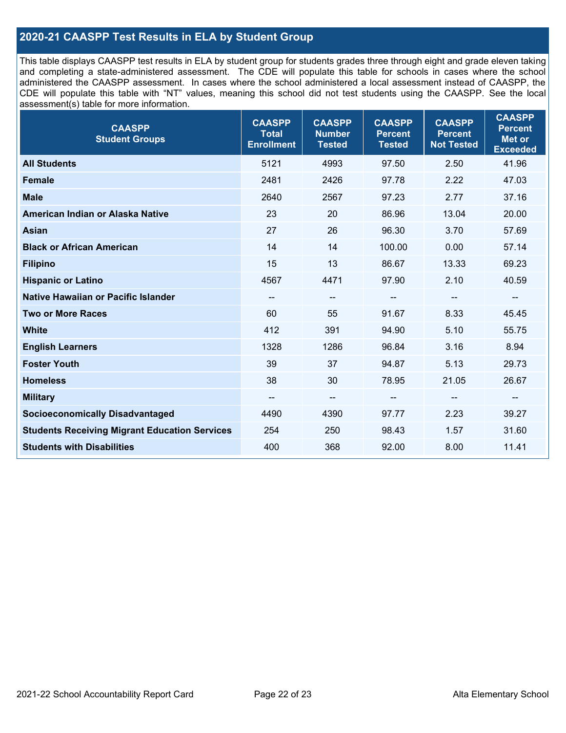## 2020-21 CAASPP Test Results in ELA by Student Group

This table displays CAASPP test results in ELA by student group for students grades three through eight and grade eleven taking and completing a state-administered assessment. The CDE will populate this table for schools in cases where the school administered the CAASPP assessment. In cases where the school administered a local assessment instead of CAASPP, the CDE will populate this table with "NT" values, meaning this school did not test students using the CAASPP. See the local assessment(s) table for more information.

| CAASPP Student Groups | CAASPP Total Enrollment | CAASPP Number Tested | CAASPP Percent Tested | CAASPP Percent Not Tested | CAASPP Percent Met or Exceeded |
|---|---|---|---|---|---|
| **All Students** | 5121 | 4993 | 97.50 | 2.50 | 41.96 |
| **Female** | 2481 | 2426 | 97.78 | 2.22 | 47.03 |
| **Male** | 2640 | 2567 | 97.23 | 2.77 | 37.16 |
| **American Indian or Alaska Native** | 23 | 20 | 86.96 | 13.04 | 20.00 |
| **Asian** | 27 | 26 | 96.30 | 3.70 | 57.69 |
| **Black or African American** | 14 | 14 | 100.00 | 0.00 | 57.14 |
| **Filipino** | 15 | 13 | 86.67 | 13.33 | 69.23 |
| **Hispanic or Latino** | 4567 | 4471 | 97.90 | 2.10 | 40.59 |
| **Native Hawaiian or Pacific Islander** | -- | -- | -- | -- | -- |
| **Two or More Races** | 60 | 55 | 91.67 | 8.33 | 45.45 |
| **White** | 412 | 391 | 94.90 | 5.10 | 55.75 |
| **English Learners** | 1328 | 1286 | 96.84 | 3.16 | 8.94 |
| **Foster Youth** | 39 | 37 | 94.87 | 5.13 | 29.73 |
| **Homeless** | 38 | 30 | 78.95 | 21.05 | 26.67 |
| **Military** | -- | -- | -- | -- | -- |
| **Socioeconomically Disadvantaged** | 4490 | 4390 | 97.77 | 2.23 | 39.27 |
| **Students Receiving Migrant Education Services** | 254 | 250 | 98.43 | 1.57 | 31.60 |
| **Students with Disabilities** | 400 | 368 | 92.00 | 8.00 | 11.41 |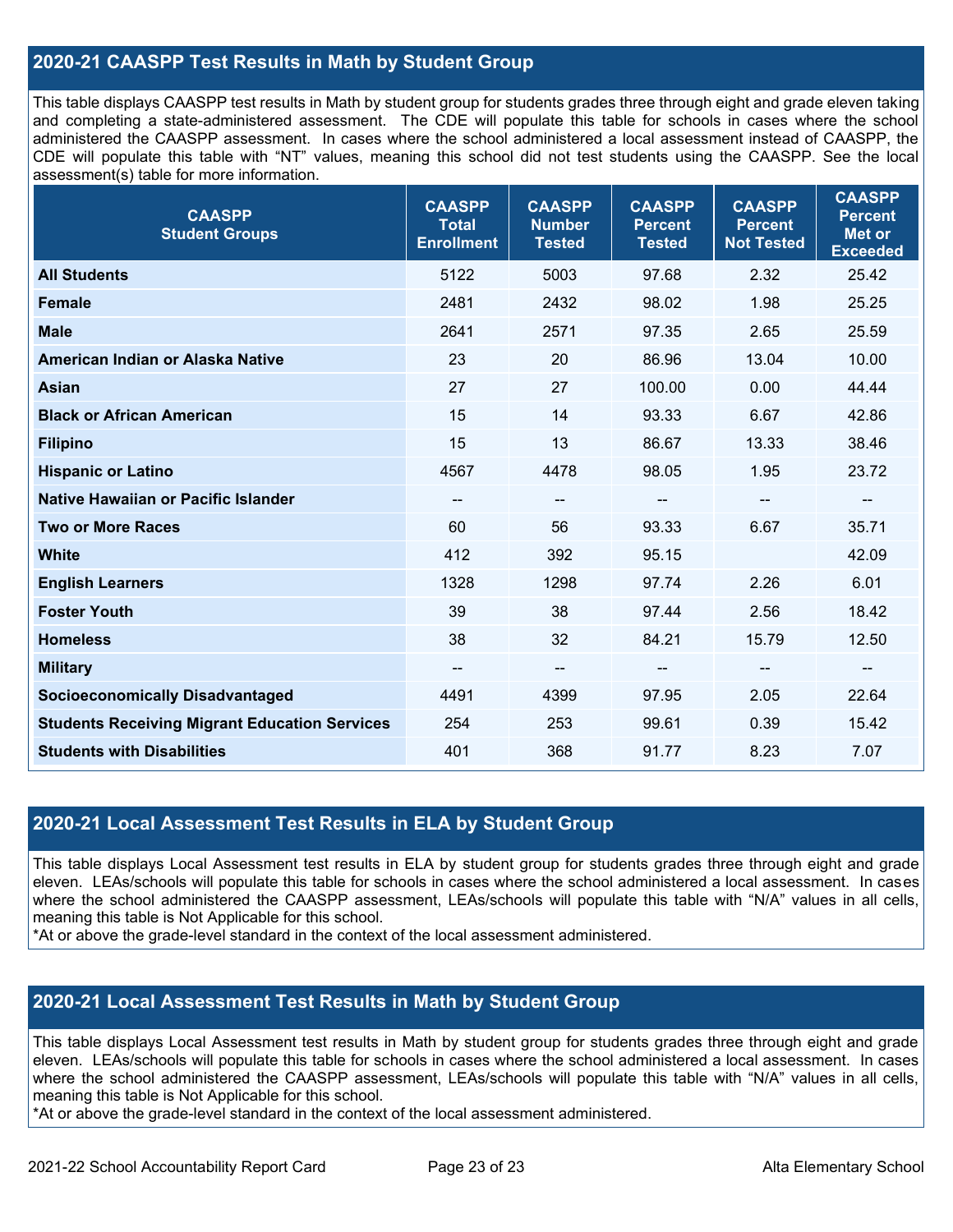## 2020-21 CAASPP Test Results in Math by Student Group

This table displays CAASPP test results in Math by student group for students grades three through eight and grade eleven taking and completing a state-administered assessment. The CDE will populate this table for schools in cases where the school administered the CAASPP assessment. In cases where the school administered a local assessment instead of CAASPP, the CDE will populate this table with "NT" values, meaning this school did not test students using the CAASPP. See the local assessment(s) table for more information.

| CAASPP Student Groups | CAASPP Total Enrollment | CAASPP Number Tested | CAASPP Percent Tested | CAASPP Percent Not Tested | CAASPP Percent Met or Exceeded |
|---|---|---|---|---|---|
| **All Students** | 5122 | 5003 | 97.68 | 2.32 | 25.42 |
| **Female** | 2481 | 2432 | 98.02 | 1.98 | 25.25 |
| **Male** | 2641 | 2571 | 97.35 | 2.65 | 25.59 |
| **American Indian or Alaska Native** | 23 | 20 | 86.96 | 13.04 | 10.00 |
| **Asian** | 27 | 27 | 100.00 | 0.00 | 44.44 |
| **Black or African American** | 15 | 14 | 93.33 | 6.67 | 42.86 |
| **Filipino** | 15 | 13 | 86.67 | 13.33 | 38.46 |
| **Hispanic or Latino** | 4567 | 4478 | 98.05 | 1.95 | 23.72 |
| **Native Hawaiian or Pacific Islander** | -- | -- | -- | -- | -- |
| **Two or More Races** | 60 | 56 | 93.33 | 6.67 | 35.71 |
| **White** | 412 | 392 | 95.15 | | 42.09 |
| **English Learners** | 1328 | 1298 | 97.74 | 2.26 | 6.01 |
| **Foster Youth** | 39 | 38 | 97.44 | 2.56 | 18.42 |
| **Homeless** | 38 | 32 | 84.21 | 15.79 | 12.50 |
| **Military** | -- | -- | -- | -- | -- |
| **Socioeconomically Disadvantaged** | 4491 | 4399 | 97.95 | 2.05 | 22.64 |
| **Students Receiving Migrant Education Services** | 254 | 253 | 99.61 | 0.39 | 15.42 |
| **Students with Disabilities** | 401 | 368 | 91.77 | 8.23 | 7.07 |

## 2020-21 Local Assessment Test Results in ELA by Student Group

This table displays Local Assessment test results in ELA by student group for students grades three through eight and grade eleven. LEAs/schools will populate this table for schools in cases where the school administered a local assessment. In cases where the school administered the CAASPP assessment, LEAs/schools will populate this table with "N/A" values in all cells, meaning this table is Not Applicable for this school.

*At or above the grade-level standard in the context of the local assessment administered.

## 2020-21 Local Assessment Test Results in Math by Student Group

This table displays Local Assessment test results in Math by student group for students grades three through eight and grade eleven. LEAs/schools will populate this table for schools in cases where the school administered a local assessment. In cases where the school administered the CAASPP assessment, LEAs/schools will populate this table with "N/A" values in all cells, meaning this table is Not Applicable for this school.

*At or above the grade-level standard in the context of the local assessment administered.